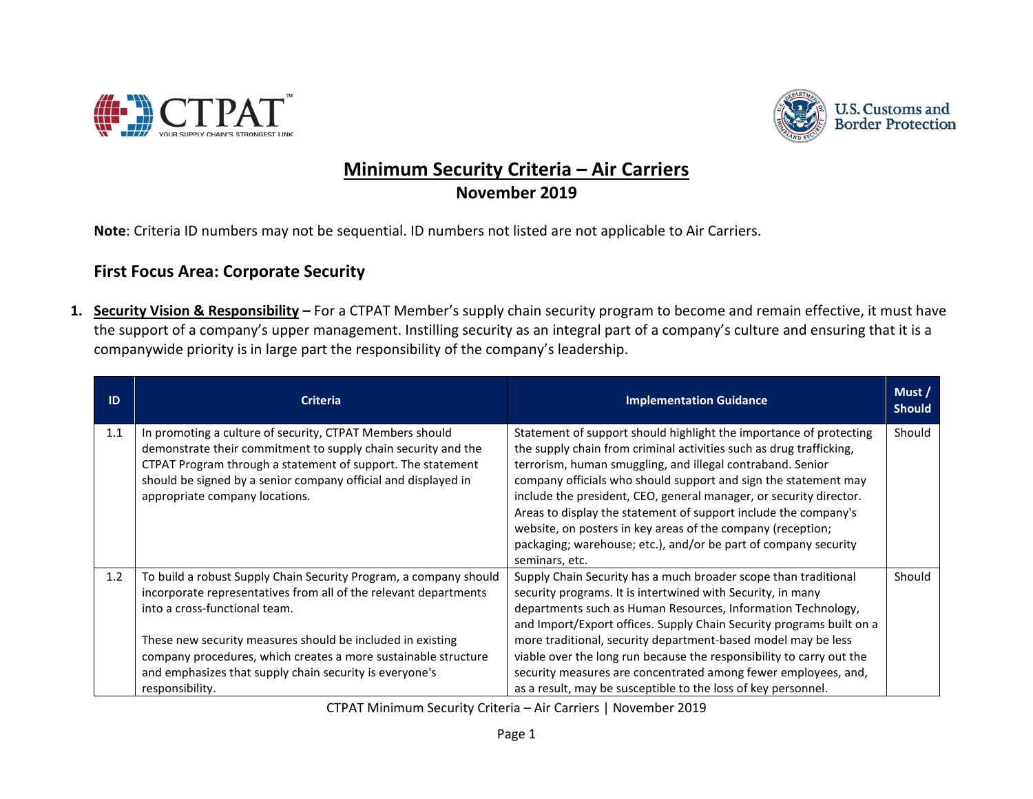# Minimum Security Criteria – Air Carriers

**November 2019**

**Note**: Criteria ID numbers may not be sequential. ID numbers not listed are not applicable to Air Carriers.

## First Focus Area: Corporate Security

1. **Security Vision & Responsibility –** For a CTPAT Member's supply chain security program to become and remain effective, it must have the support of a company's upper management. Instilling security as an integral part of a company's culture and ensuring that it is a companywide priority is in large part the responsibility of the company's leadership.

| ID | Criteria | Implementation Guidance | Must / Should |
| --- | --- | --- | --- |
| 1.1 | In promoting a culture of security, CTPAT Members should demonstrate their commitment to supply chain security and the CTPAT Program through a statement of support. The statement should be signed by a senior company official and displayed in appropriate company locations. | Statement of support should highlight the importance of protecting the supply chain from criminal activities such as drug trafficking, terrorism, human smuggling, and illegal contraband. Senior company officials who should support and sign the statement may include the president, CEO, general manager, or security director. Areas to display the statement of support include the company's website, on posters in key areas of the company (reception; packaging; warehouse; etc.), and/or be part of company security seminars, etc. | Should |
| 1.2 | To build a robust Supply Chain Security Program, a company should incorporate representatives from all of the relevant departments into a cross-functional team.<br><br>These new security measures should be included in existing company procedures, which creates a more sustainable structure and emphasizes that supply chain security is everyone's responsibility. | Supply Chain Security has a much broader scope than traditional security programs. It is intertwined with Security, in many departments such as Human Resources, Information Technology, and Import/Export offices. Supply Chain Security programs built on a more traditional, security department-based model may be less viable over the long run because the responsibility to carry out the security measures are concentrated among fewer employees, and, as a result, may be susceptible to the loss of key personnel. | Should |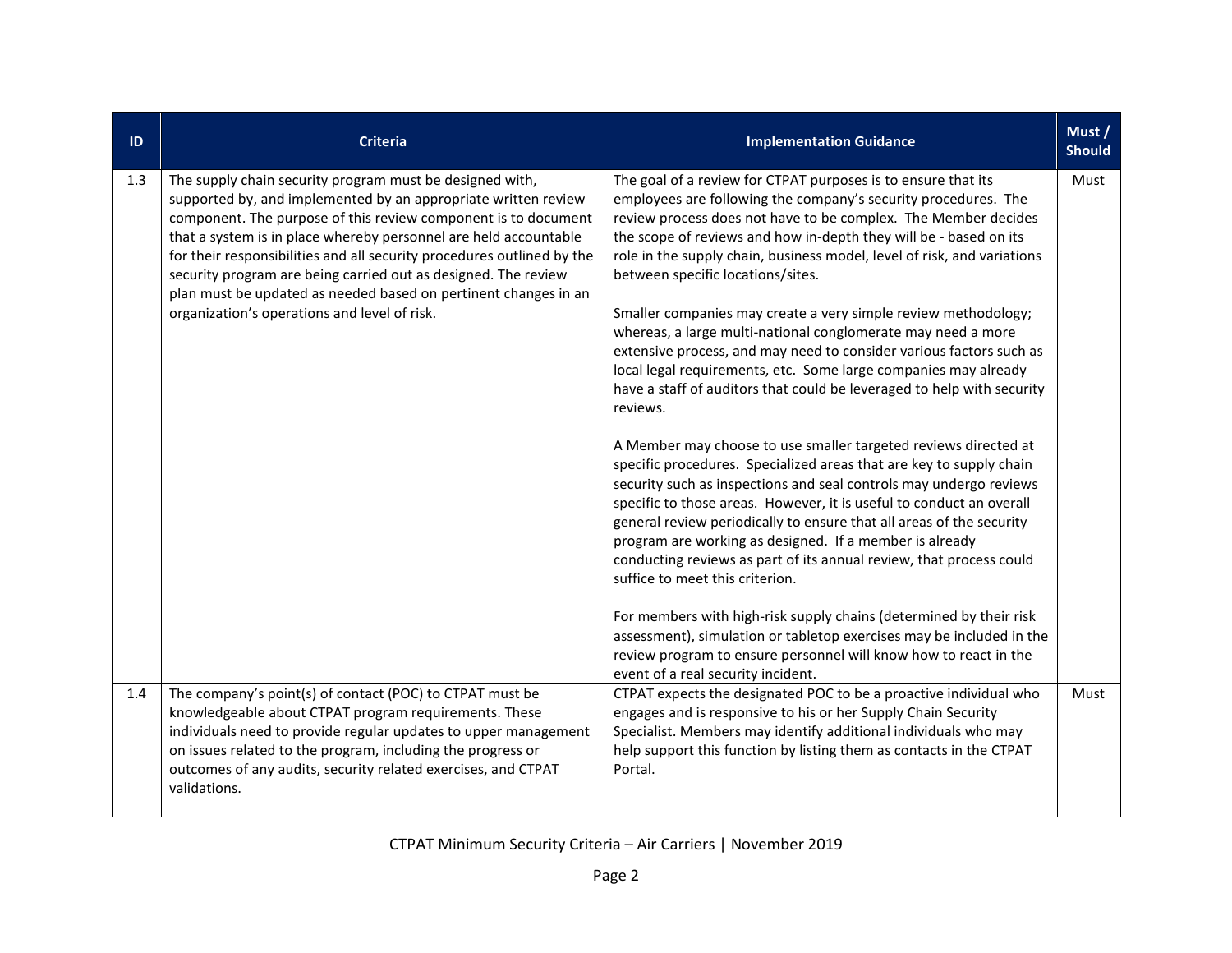| ID | Criteria | Implementation Guidance | Must / Should |
|---|---|---|---|
| 1.3 | The supply chain security program must be designed with, supported by, and implemented by an appropriate written review component. The purpose of this review component is to document that a system is in place whereby personnel are held accountable for their responsibilities and all security procedures outlined by the security program are being carried out as designed. The review plan must be updated as needed based on pertinent changes in an organization's operations and level of risk. | The goal of a review for CTPAT purposes is to ensure that its employees are following the company's security procedures. The review process does not have to be complex. The Member decides the scope of reviews and how in-depth they will be - based on its role in the supply chain, business model, level of risk, and variations between specific locations/sites.<br><br>Smaller companies may create a very simple review methodology; whereas, a large multi-national conglomerate may need a more extensive process, and may need to consider various factors such as local legal requirements, etc. Some large companies may already have a staff of auditors that could be leveraged to help with security reviews.<br><br>A Member may choose to use smaller targeted reviews directed at specific procedures. Specialized areas that are key to supply chain security such as inspections and seal controls may undergo reviews specific to those areas. However, it is useful to conduct an overall general review periodically to ensure that all areas of the security program are working as designed. If a member is already conducting reviews as part of its annual review, that process could suffice to meet this criterion.<br><br>For members with high-risk supply chains (determined by their risk assessment), simulation or tabletop exercises may be included in the review program to ensure personnel will know how to react in the event of a real security incident. | Must |
| 1.4 | The company's point(s) of contact (POC) to CTPAT must be knowledgeable about CTPAT program requirements. These individuals need to provide regular updates to upper management on issues related to the program, including the progress or outcomes of any audits, security related exercises, and CTPAT validations. | CTPAT expects the designated POC to be a proactive individual who engages and is responsive to his or her Supply Chain Security Specialist. Members may identify additional individuals who may help support this function by listing them as contacts in the CTPAT Portal. | Must |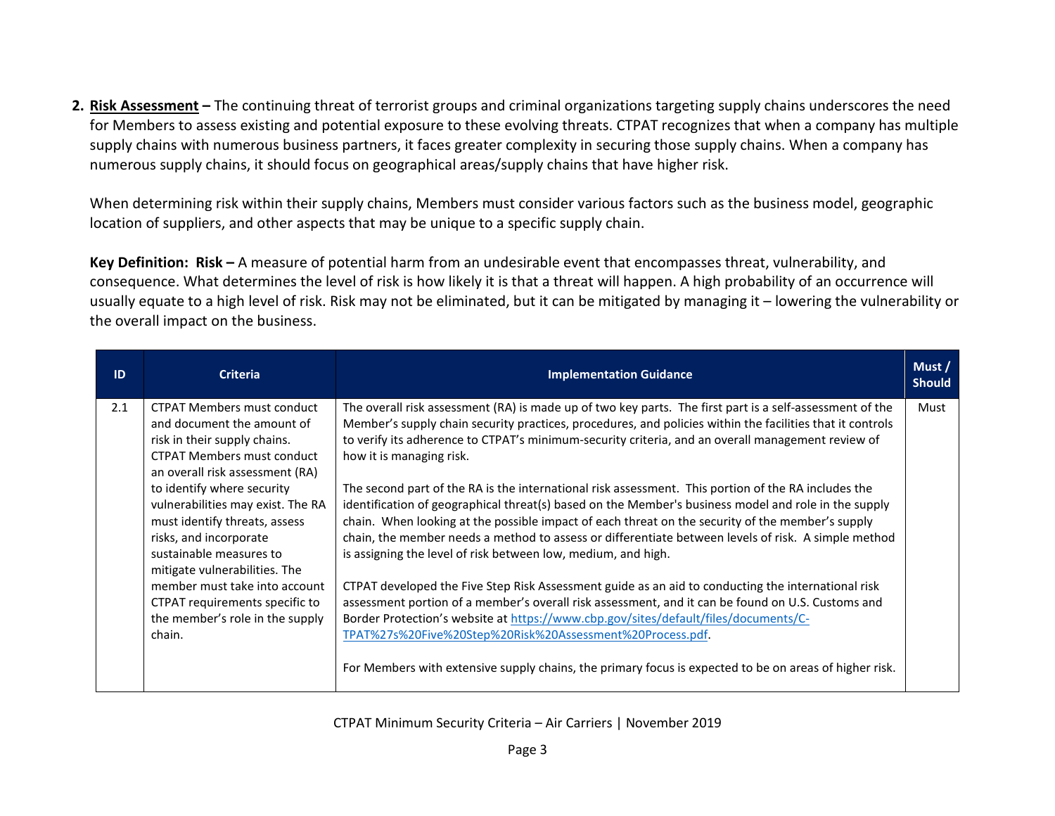**2. <u>Risk Assessment</u> –** The continuing threat of terrorist groups and criminal organizations targeting supply chains underscores the need for Members to assess existing and potential exposure to these evolving threats. CTPAT recognizes that when a company has multiple supply chains with numerous business partners, it faces greater complexity in securing those supply chains. When a company has numerous supply chains, it should focus on geographical areas/supply chains that have higher risk.

When determining risk within their supply chains, Members must consider various factors such as the business model, geographic location of suppliers, and other aspects that may be unique to a specific supply chain.

**Key Definition: Risk –** A measure of potential harm from an undesirable event that encompasses threat, vulnerability, and consequence. What determines the level of risk is how likely it is that a threat will happen. A high probability of an occurrence will usually equate to a high level of risk. Risk may not be eliminated, but it can be mitigated by managing it – lowering the vulnerability or the overall impact on the business.

| ID | Criteria | Implementation Guidance | Must / Should |
|---|---|---|---|
| 2.1 | CTPAT Members must conduct and document the amount of risk in their supply chains. CTPAT Members must conduct an overall risk assessment (RA) to identify where security vulnerabilities may exist. The RA must identify threats, assess risks, and incorporate sustainable measures to mitigate vulnerabilities. The member must take into account CTPAT requirements specific to the member's role in the supply chain. | The overall risk assessment (RA) is made up of two key parts. The first part is a self-assessment of the Member's supply chain security practices, procedures, and policies within the facilities that it controls to verify its adherence to CTPAT's minimum-security criteria, and an overall management review of how it is managing risk.<br><br>The second part of the RA is the international risk assessment. This portion of the RA includes the identification of geographical threat(s) based on the Member's business model and role in the supply chain. When looking at the possible impact of each threat on the security of the member's supply chain, the member needs a method to assess or differentiate between levels of risk. A simple method is assigning the level of risk between low, medium, and high.<br><br>CTPAT developed the Five Step Risk Assessment guide as an aid to conducting the international risk assessment portion of a member's overall risk assessment, and it can be found on U.S. Customs and Border Protection's website at https://www.cbp.gov/sites/default/files/documents/C-TPAT%27s%20Five%20Step%20Risk%20Assessment%20Process.pdf.<br><br>For Members with extensive supply chains, the primary focus is expected to be on areas of higher risk. | Must |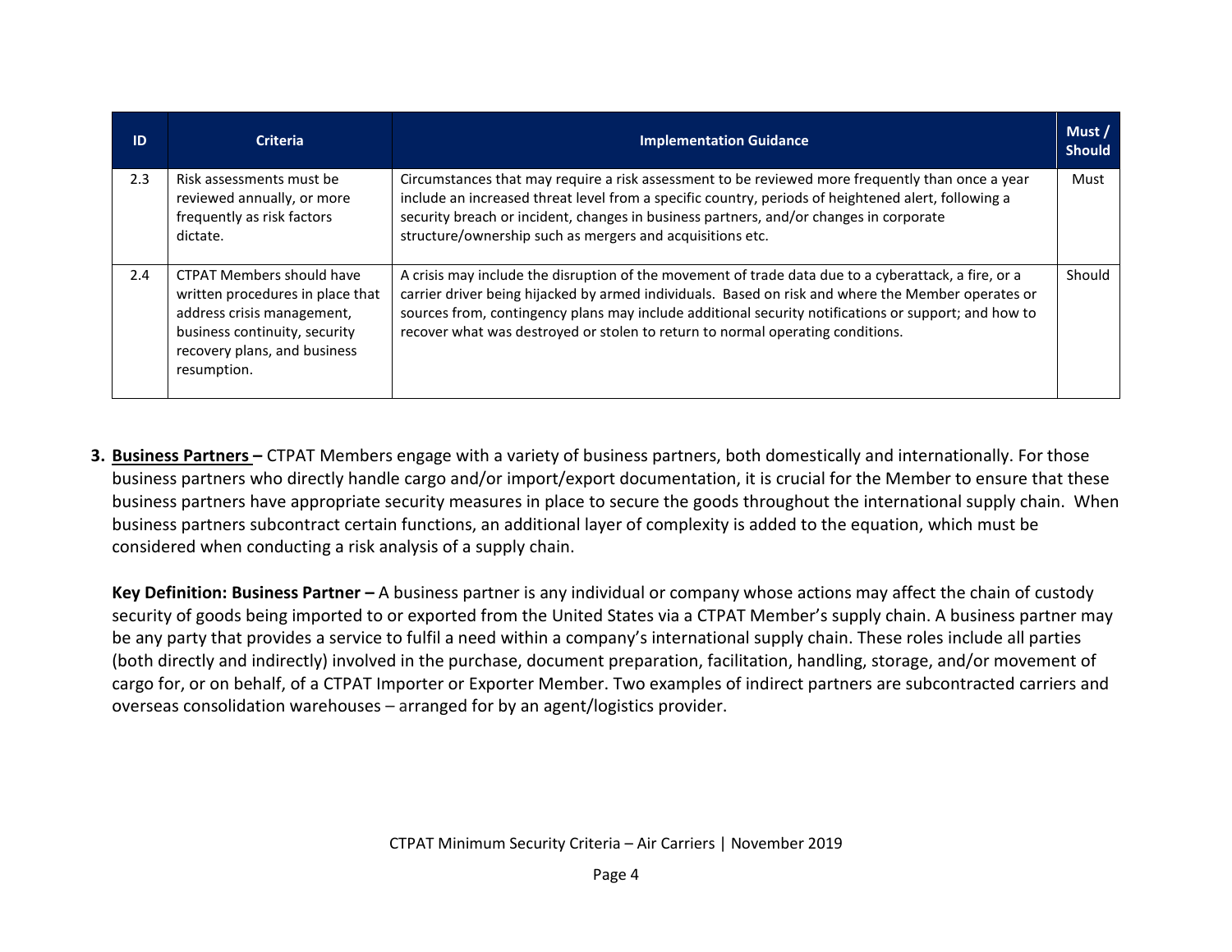| ID | Criteria | Implementation Guidance | Must / Should |
| --- | --- | --- | --- |
| 2.3 | Risk assessments must be reviewed annually, or more frequently as risk factors dictate. | Circumstances that may require a risk assessment to be reviewed more frequently than once a year include an increased threat level from a specific country, periods of heightened alert, following a security breach or incident, changes in business partners, and/or changes in corporate structure/ownership such as mergers and acquisitions etc. | Must |
| 2.4 | CTPAT Members should have written procedures in place that address crisis management, business continuity, security recovery plans, and business resumption. | A crisis may include the disruption of the movement of trade data due to a cyberattack, a fire, or a carrier driver being hijacked by armed individuals. Based on risk and where the Member operates or sources from, contingency plans may include additional security notifications or support; and how to recover what was destroyed or stolen to return to normal operating conditions. | Should |

**3. <u>Business Partners</u> –** CTPAT Members engage with a variety of business partners, both domestically and internationally. For those business partners who directly handle cargo and/or import/export documentation, it is crucial for the Member to ensure that these business partners have appropriate security measures in place to secure the goods throughout the international supply chain. When business partners subcontract certain functions, an additional layer of complexity is added to the equation, which must be considered when conducting a risk analysis of a supply chain.

**Key Definition: Business Partner –** A business partner is any individual or company whose actions may affect the chain of custody security of goods being imported to or exported from the United States via a CTPAT Member's supply chain. A business partner may be any party that provides a service to fulfil a need within a company's international supply chain. These roles include all parties (both directly and indirectly) involved in the purchase, document preparation, facilitation, handling, storage, and/or movement of cargo for, or on behalf, of a CTPAT Importer or Exporter Member. Two examples of indirect partners are subcontracted carriers and overseas consolidation warehouses – arranged for by an agent/logistics provider.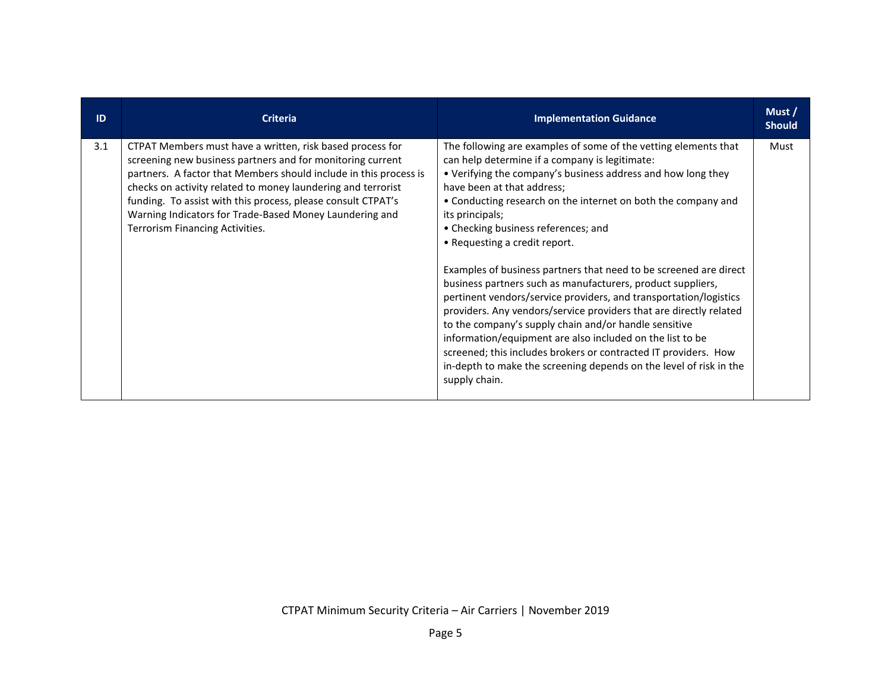| ID | Criteria | Implementation Guidance | Must / Should |
|---|---|---|---|
| 3.1 | CTPAT Members must have a written, risk based process for screening new business partners and for monitoring current partners. A factor that Members should include in this process is checks on activity related to money laundering and terrorist funding. To assist with this process, please consult CTPAT's Warning Indicators for Trade-Based Money Laundering and Terrorism Financing Activities. | The following are examples of some of the vetting elements that can help determine if a company is legitimate:<br>• Verifying the company's business address and how long they have been at that address;<br>• Conducting research on the internet on both the company and its principals;<br>• Checking business references; and<br>• Requesting a credit report.<br><br>Examples of business partners that need to be screened are direct business partners such as manufacturers, product suppliers, pertinent vendors/service providers, and transportation/logistics providers. Any vendors/service providers that are directly related to the company's supply chain and/or handle sensitive information/equipment are also included on the list to be screened; this includes brokers or contracted IT providers. How in-depth to make the screening depends on the level of risk in the supply chain. | Must |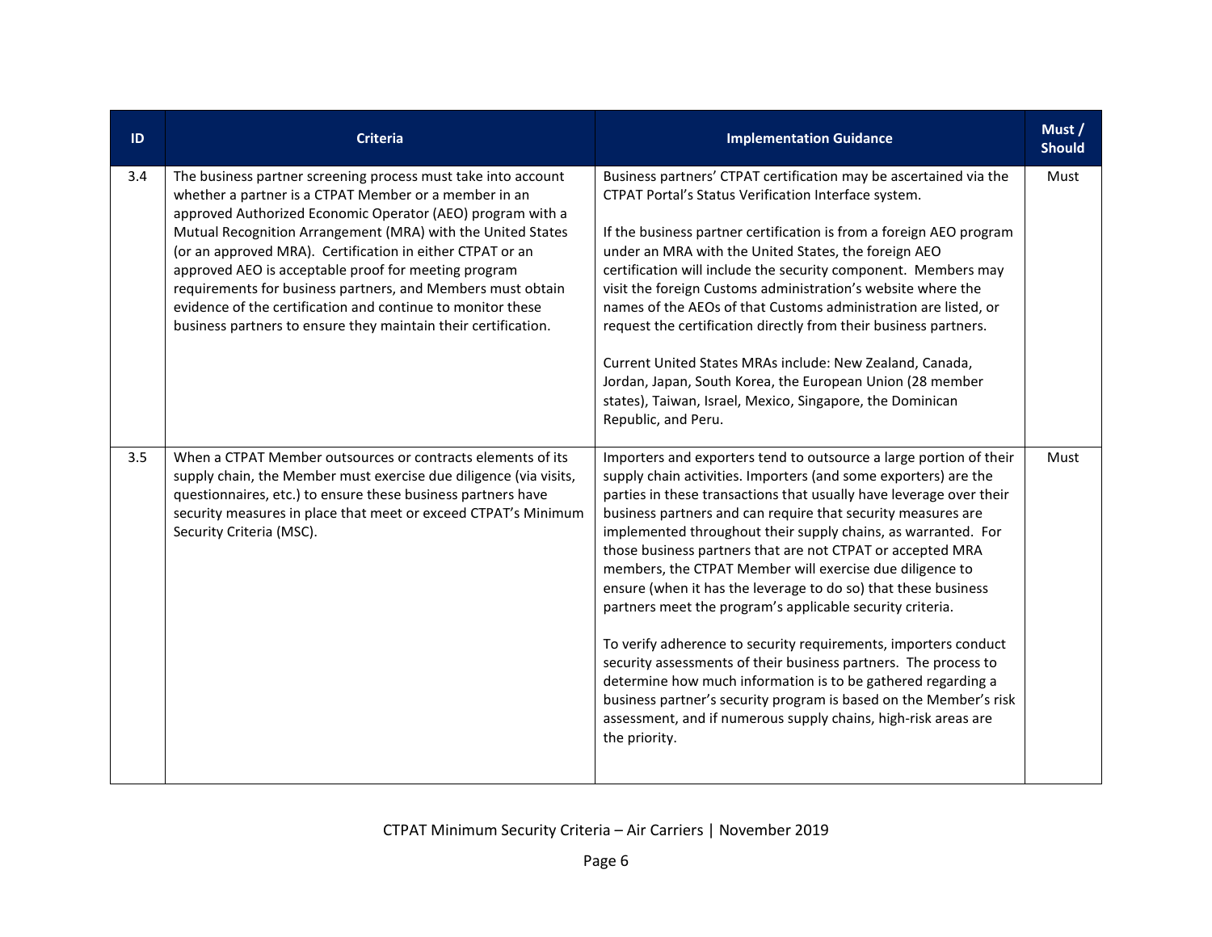| ID | Criteria | Implementation Guidance | Must / Should |
| --- | --- | --- | --- |
| 3.4 | The business partner screening process must take into account whether a partner is a CTPAT Member or a member in an approved Authorized Economic Operator (AEO) program with a Mutual Recognition Arrangement (MRA) with the United States (or an approved MRA). Certification in either CTPAT or an approved AEO is acceptable proof for meeting program requirements for business partners, and Members must obtain evidence of the certification and continue to monitor these business partners to ensure they maintain their certification. | Business partners' CTPAT certification may be ascertained via the CTPAT Portal's Status Verification Interface system.<br><br>If the business partner certification is from a foreign AEO program under an MRA with the United States, the foreign AEO certification will include the security component. Members may visit the foreign Customs administration's website where the names of the AEOs of that Customs administration are listed, or request the certification directly from their business partners.<br><br>Current United States MRAs include: New Zealand, Canada, Jordan, Japan, South Korea, the European Union (28 member states), Taiwan, Israel, Mexico, Singapore, the Dominican Republic, and Peru. | Must |
| 3.5 | When a CTPAT Member outsources or contracts elements of its supply chain, the Member must exercise due diligence (via visits, questionnaires, etc.) to ensure these business partners have security measures in place that meet or exceed CTPAT's Minimum Security Criteria (MSC). | Importers and exporters tend to outsource a large portion of their supply chain activities. Importers (and some exporters) are the parties in these transactions that usually have leverage over their business partners and can require that security measures are implemented throughout their supply chains, as warranted. For those business partners that are not CTPAT or accepted MRA members, the CTPAT Member will exercise due diligence to ensure (when it has the leverage to do so) that these business partners meet the program's applicable security criteria.<br><br>To verify adherence to security requirements, importers conduct security assessments of their business partners. The process to determine how much information is to be gathered regarding a business partner's security program is based on the Member's risk assessment, and if numerous supply chains, high-risk areas are the priority. | Must |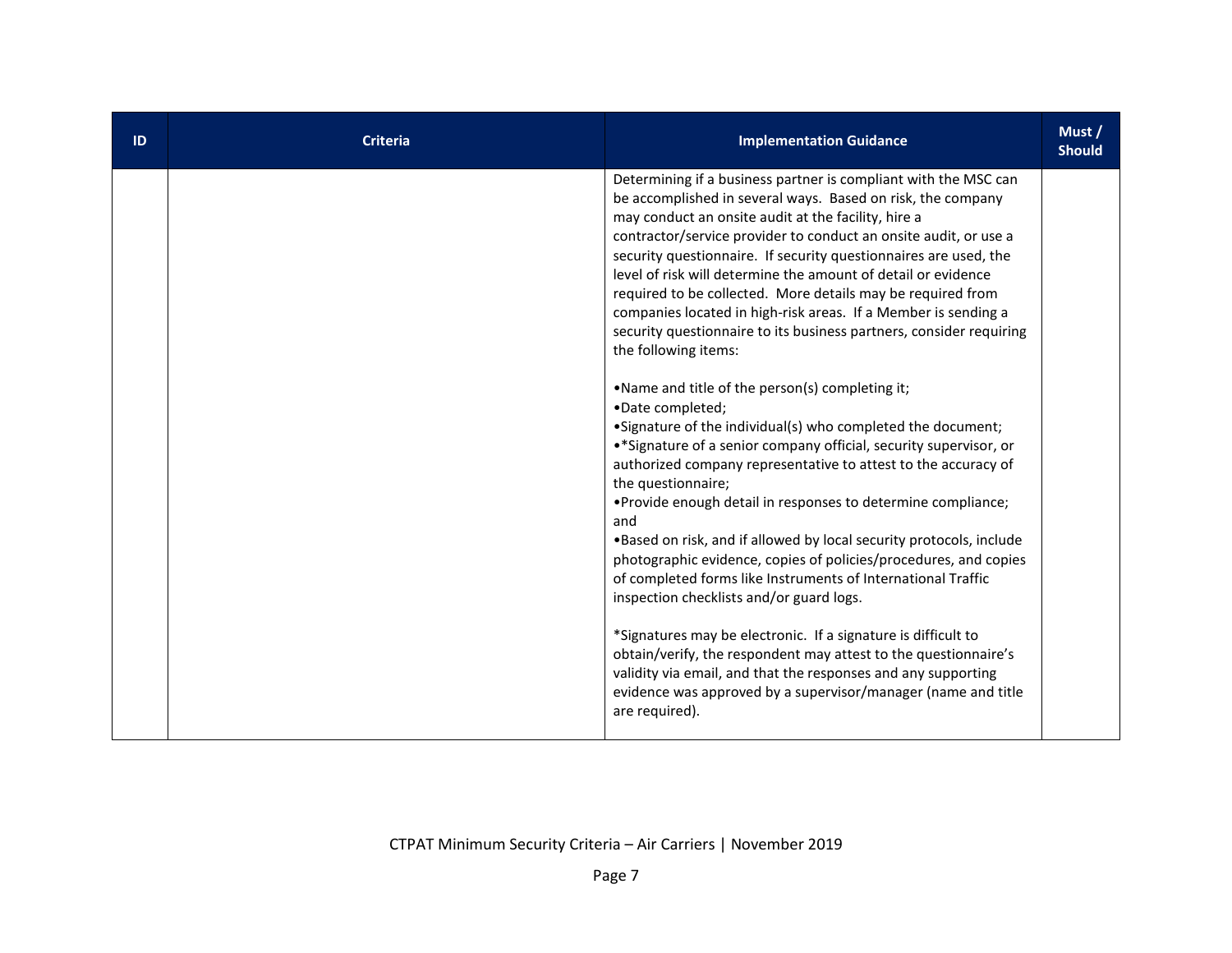| ID | Criteria | Implementation Guidance | Must / Should |
|---|---|---|---|
| | | Determining if a business partner is compliant with the MSC can be accomplished in several ways. Based on risk, the company may conduct an onsite audit at the facility, hire a contractor/service provider to conduct an onsite audit, or use a security questionnaire. If security questionnaires are used, the level of risk will determine the amount of detail or evidence required to be collected. More details may be required from companies located in high-risk areas. If a Member is sending a security questionnaire to its business partners, consider requiring the following items:<br><br>•Name and title of the person(s) completing it;<br>•Date completed;<br>•Signature of the individual(s) who completed the document;<br>•*Signature of a senior company official, security supervisor, or authorized company representative to attest to the accuracy of the questionnaire;<br>•Provide enough detail in responses to determine compliance; and<br>•Based on risk, and if allowed by local security protocols, include photographic evidence, copies of policies/procedures, and copies of completed forms like Instruments of International Traffic inspection checklists and/or guard logs.<br><br>*Signatures may be electronic. If a signature is difficult to obtain/verify, the respondent may attest to the questionnaire's validity via email, and that the responses and any supporting evidence was approved by a supervisor/manager (name and title are required). | |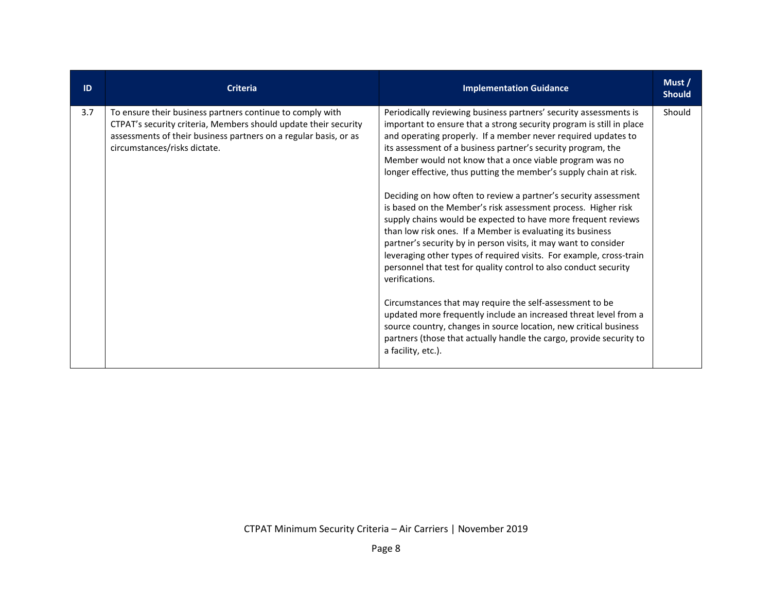| ID | Criteria | Implementation Guidance | Must / Should |
|---|---|---|---|
| 3.7 | To ensure their business partners continue to comply with CTPAT's security criteria, Members should update their security assessments of their business partners on a regular basis, or as circumstances/risks dictate. | Periodically reviewing business partners' security assessments is important to ensure that a strong security program is still in place and operating properly. If a member never required updates to its assessment of a business partner's security program, the Member would not know that a once viable program was no longer effective, thus putting the member's supply chain at risk.<br><br>Deciding on how often to review a partner's security assessment is based on the Member's risk assessment process. Higher risk supply chains would be expected to have more frequent reviews than low risk ones. If a Member is evaluating its business partner's security by in person visits, it may want to consider leveraging other types of required visits. For example, cross-train personnel that test for quality control to also conduct security verifications.<br><br>Circumstances that may require the self-assessment to be updated more frequently include an increased threat level from a source country, changes in source location, new critical business partners (those that actually handle the cargo, provide security to a facility, etc.). | Should |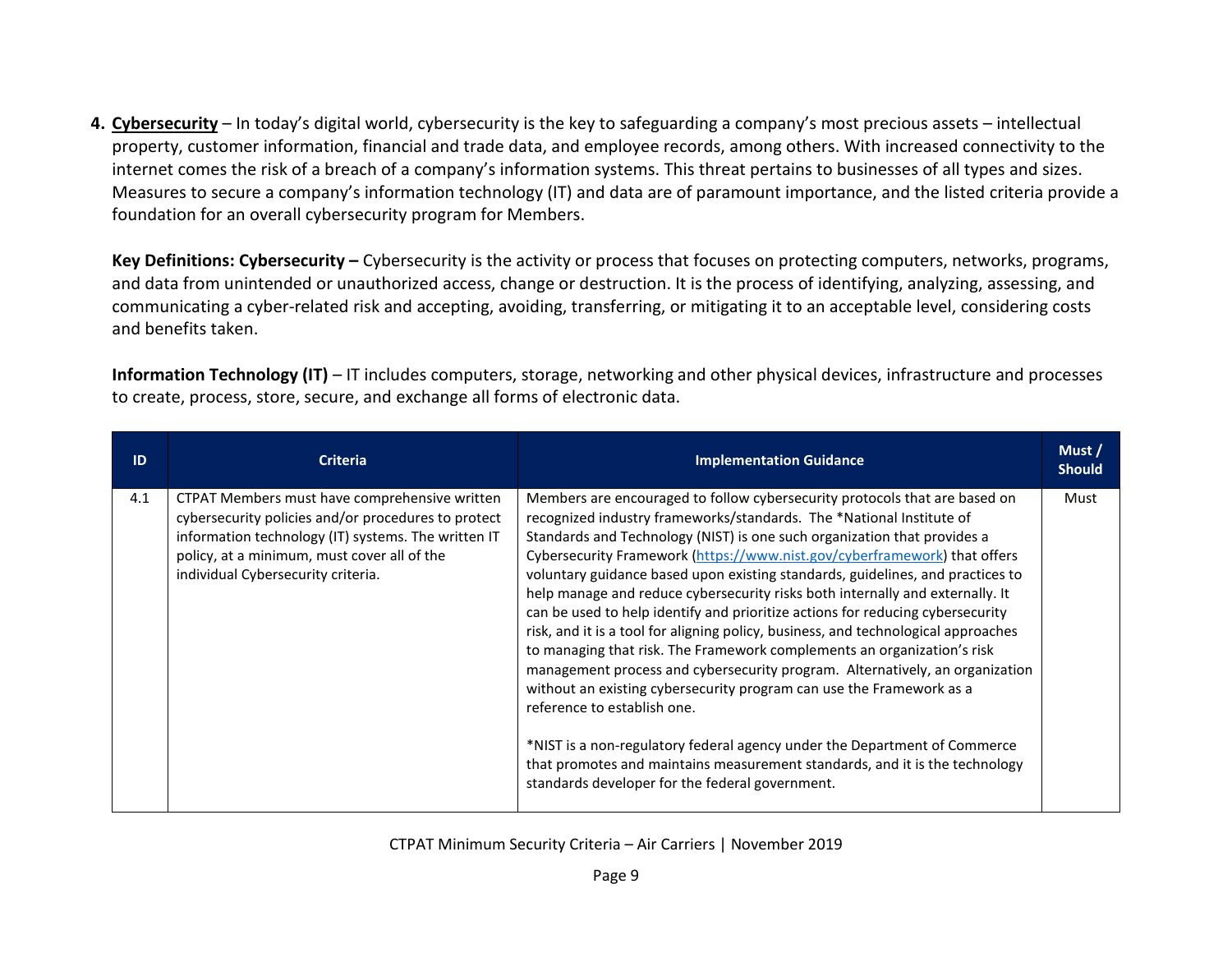4. **<u>Cybersecurity</u>** – In today's digital world, cybersecurity is the key to safeguarding a company's most precious assets – intellectual property, customer information, financial and trade data, and employee records, among others. With increased connectivity to the internet comes the risk of a breach of a company's information systems. This threat pertains to businesses of all types and sizes. Measures to secure a company's information technology (IT) and data are of paramount importance, and the listed criteria provide a foundation for an overall cybersecurity program for Members.

   **Key Definitions: Cybersecurity –** Cybersecurity is the activity or process that focuses on protecting computers, networks, programs, and data from unintended or unauthorized access, change or destruction. It is the process of identifying, analyzing, assessing, and communicating a cyber-related risk and accepting, avoiding, transferring, or mitigating it to an acceptable level, considering costs and benefits taken.

   **Information Technology (IT)** – IT includes computers, storage, networking and other physical devices, infrastructure and processes to create, process, store, secure, and exchange all forms of electronic data.

| ID | Criteria | Implementation Guidance | Must / Should |
|---|---|---|---|
| 4.1 | CTPAT Members must have comprehensive written cybersecurity policies and/or procedures to protect information technology (IT) systems. The written IT policy, at a minimum, must cover all of the individual Cybersecurity criteria. | Members are encouraged to follow cybersecurity protocols that are based on recognized industry frameworks/standards. The *National Institute of Standards and Technology (NIST) is one such organization that provides a Cybersecurity Framework ([https://www.nist.gov/cyberframework](https://www.nist.gov/cyberframework)) that offers voluntary guidance based upon existing standards, guidelines, and practices to help manage and reduce cybersecurity risks both internally and externally. It can be used to help identify and prioritize actions for reducing cybersecurity risk, and it is a tool for aligning policy, business, and technological approaches to managing that risk. The Framework complements an organization's risk management process and cybersecurity program. Alternatively, an organization without an existing cybersecurity program can use the Framework as a reference to establish one.<br><br>*NIST is a non-regulatory federal agency under the Department of Commerce that promotes and maintains measurement standards, and it is the technology standards developer for the federal government. | Must |

CTPAT Minimum Security Criteria – Air Carriers | November 2019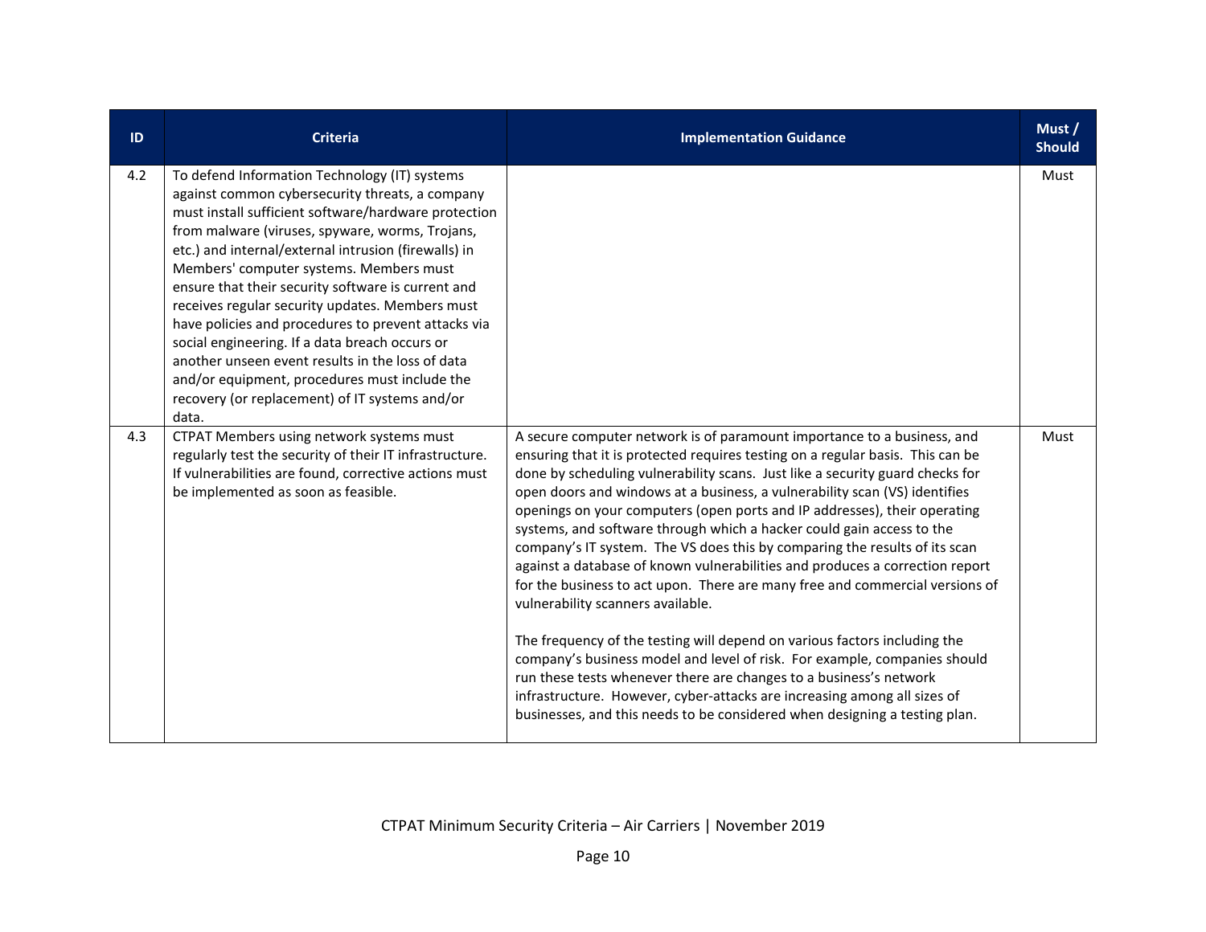| ID | Criteria | Implementation Guidance | Must / Should |
| --- | --- | --- | --- |
| 4.2 | To defend Information Technology (IT) systems against common cybersecurity threats, a company must install sufficient software/hardware protection from malware (viruses, spyware, worms, Trojans, etc.) and internal/external intrusion (firewalls) in Members' computer systems. Members must ensure that their security software is current and receives regular security updates. Members must have policies and procedures to prevent attacks via social engineering. If a data breach occurs or another unseen event results in the loss of data and/or equipment, procedures must include the recovery (or replacement) of IT systems and/or data. | | Must |
| 4.3 | CTPAT Members using network systems must regularly test the security of their IT infrastructure. If vulnerabilities are found, corrective actions must be implemented as soon as feasible. | A secure computer network is of paramount importance to a business, and ensuring that it is protected requires testing on a regular basis. This can be done by scheduling vulnerability scans. Just like a security guard checks for open doors and windows at a business, a vulnerability scan (VS) identifies openings on your computers (open ports and IP addresses), their operating systems, and software through which a hacker could gain access to the company's IT system. The VS does this by comparing the results of its scan against a database of known vulnerabilities and produces a correction report for the business to act upon. There are many free and commercial versions of vulnerability scanners available.<br><br>The frequency of the testing will depend on various factors including the company's business model and level of risk. For example, companies should run these tests whenever there are changes to a business's network infrastructure. However, cyber-attacks are increasing among all sizes of businesses, and this needs to be considered when designing a testing plan. | Must |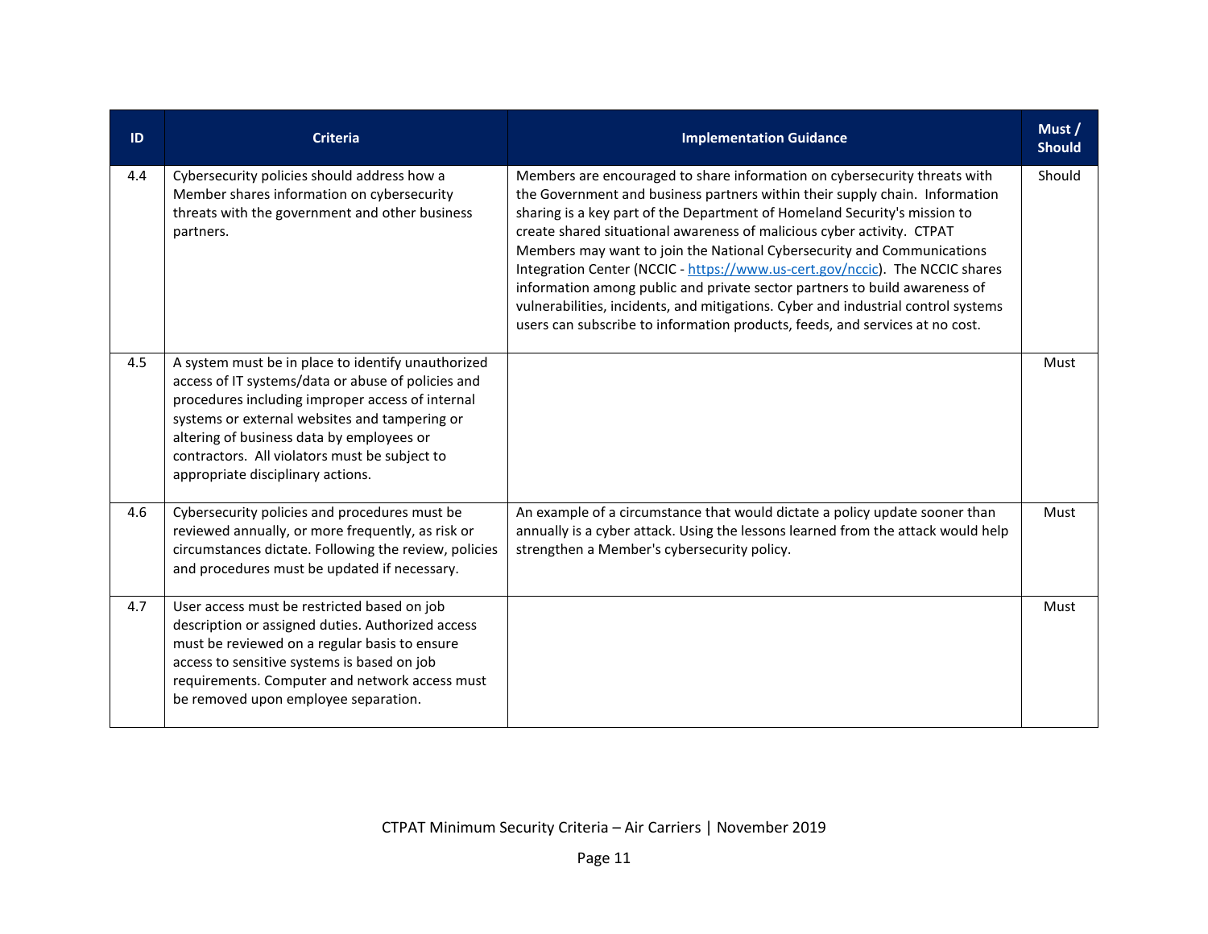| ID | Criteria | Implementation Guidance | Must / Should |
| --- | --- | --- | --- |
| 4.4 | Cybersecurity policies should address how a Member shares information on cybersecurity threats with the government and other business partners. | Members are encouraged to share information on cybersecurity threats with the Government and business partners within their supply chain. Information sharing is a key part of the Department of Homeland Security's mission to create shared situational awareness of malicious cyber activity. CTPAT Members may want to join the National Cybersecurity and Communications Integration Center (NCCIC - [https://www.us-cert.gov/nccic](https://www.us-cert.gov/nccic)). The NCCIC shares information among public and private sector partners to build awareness of vulnerabilities, incidents, and mitigations. Cyber and industrial control systems users can subscribe to information products, feeds, and services at no cost. | Should |
| 4.5 | A system must be in place to identify unauthorized access of IT systems/data or abuse of policies and procedures including improper access of internal systems or external websites and tampering or altering of business data by employees or contractors. All violators must be subject to appropriate disciplinary actions. | | Must |
| 4.6 | Cybersecurity policies and procedures must be reviewed annually, or more frequently, as risk or circumstances dictate. Following the review, policies and procedures must be updated if necessary. | An example of a circumstance that would dictate a policy update sooner than annually is a cyber attack. Using the lessons learned from the attack would help strengthen a Member's cybersecurity policy. | Must |
| 4.7 | User access must be restricted based on job description or assigned duties. Authorized access must be reviewed on a regular basis to ensure access to sensitive systems is based on job requirements. Computer and network access must be removed upon employee separation. | | Must |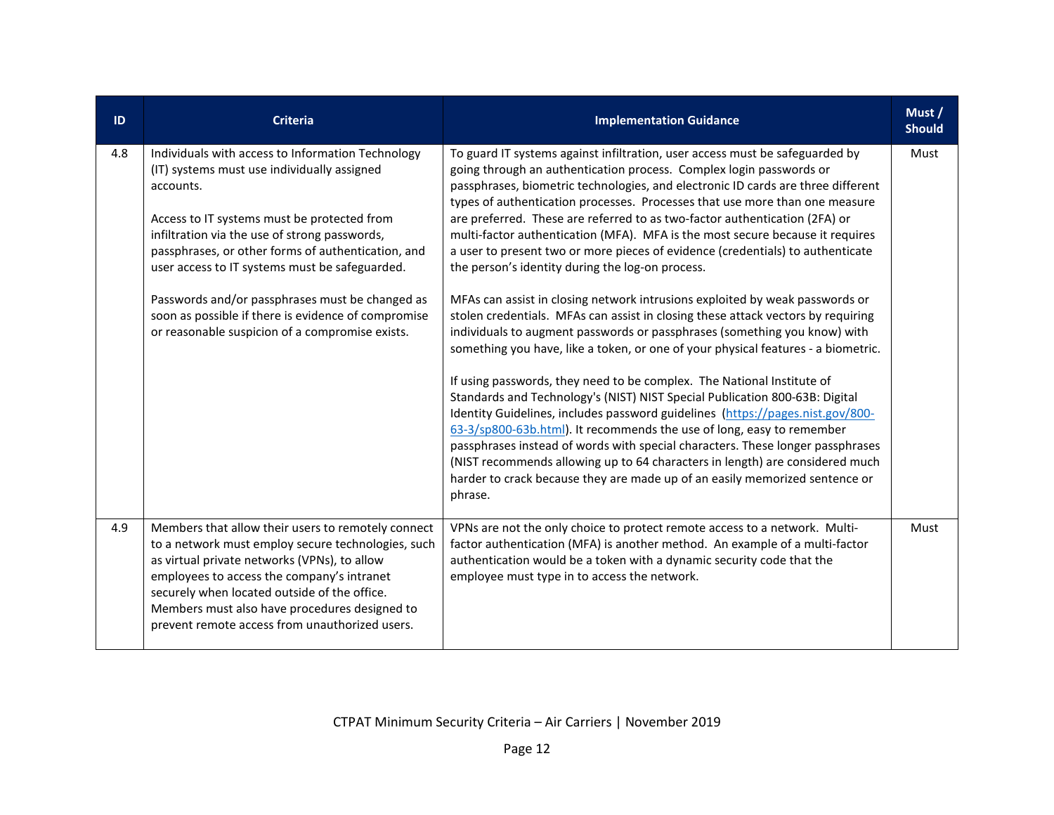| ID | Criteria | Implementation Guidance | Must / Should |
| --- | --- | --- | --- |
| 4.8 | Individuals with access to Information Technology (IT) systems must use individually assigned accounts.<br><br>Access to IT systems must be protected from infiltration via the use of strong passwords, passphrases, or other forms of authentication, and user access to IT systems must be safeguarded.<br><br>Passwords and/or passphrases must be changed as soon as possible if there is evidence of compromise or reasonable suspicion of a compromise exists. | To guard IT systems against infiltration, user access must be safeguarded by going through an authentication process. Complex login passwords or passphrases, biometric technologies, and electronic ID cards are three different types of authentication processes. Processes that use more than one measure are preferred. These are referred to as two-factor authentication (2FA) or multi-factor authentication (MFA). MFA is the most secure because it requires a user to present two or more pieces of evidence (credentials) to authenticate the person's identity during the log-on process.<br><br>MFAs can assist in closing network intrusions exploited by weak passwords or stolen credentials. MFAs can assist in closing these attack vectors by requiring individuals to augment passwords or passphrases (something you know) with something you have, like a token, or one of your physical features - a biometric.<br><br>If using passwords, they need to be complex. The National Institute of Standards and Technology's (NIST) NIST Special Publication 800-63B: Digital Identity Guidelines, includes password guidelines (https://pages.nist.gov/800-63-3/sp800-63b.html). It recommends the use of long, easy to remember passphrases instead of words with special characters. These longer passphrases (NIST recommends allowing up to 64 characters in length) are considered much harder to crack because they are made up of an easily memorized sentence or phrase. | Must |
| 4.9 | Members that allow their users to remotely connect to a network must employ secure technologies, such as virtual private networks (VPNs), to allow employees to access the company's intranet securely when located outside of the office. Members must also have procedures designed to prevent remote access from unauthorized users. | VPNs are not the only choice to protect remote access to a network. Multi-factor authentication (MFA) is another method. An example of a multi-factor authentication would be a token with a dynamic security code that the employee must type in to access the network. | Must |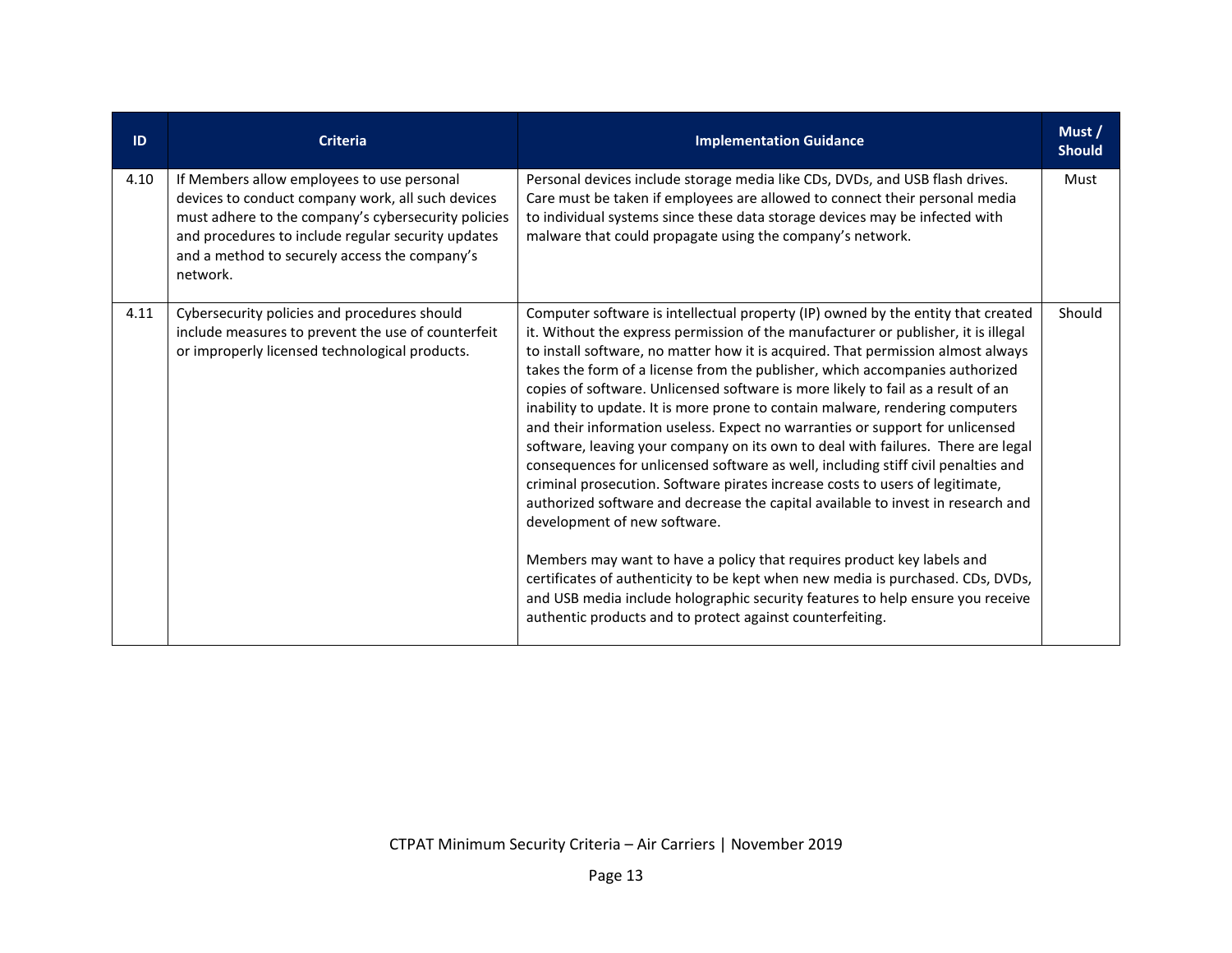| ID | Criteria | Implementation Guidance | Must / Should |
|---|---|---|---|
| 4.10 | If Members allow employees to use personal devices to conduct company work, all such devices must adhere to the company's cybersecurity policies and procedures to include regular security updates and a method to securely access the company's network. | Personal devices include storage media like CDs, DVDs, and USB flash drives. Care must be taken if employees are allowed to connect their personal media to individual systems since these data storage devices may be infected with malware that could propagate using the company's network. | Must |
| 4.11 | Cybersecurity policies and procedures should include measures to prevent the use of counterfeit or improperly licensed technological products. | Computer software is intellectual property (IP) owned by the entity that created it. Without the express permission of the manufacturer or publisher, it is illegal to install software, no matter how it is acquired. That permission almost always takes the form of a license from the publisher, which accompanies authorized copies of software. Unlicensed software is more likely to fail as a result of an inability to update. It is more prone to contain malware, rendering computers and their information useless. Expect no warranties or support for unlicensed software, leaving your company on its own to deal with failures. There are legal consequences for unlicensed software as well, including stiff civil penalties and criminal prosecution. Software pirates increase costs to users of legitimate, authorized software and decrease the capital available to invest in research and development of new software.<br><br>Members may want to have a policy that requires product key labels and certificates of authenticity to be kept when new media is purchased. CDs, DVDs, and USB media include holographic security features to help ensure you receive authentic products and to protect against counterfeiting. | Should |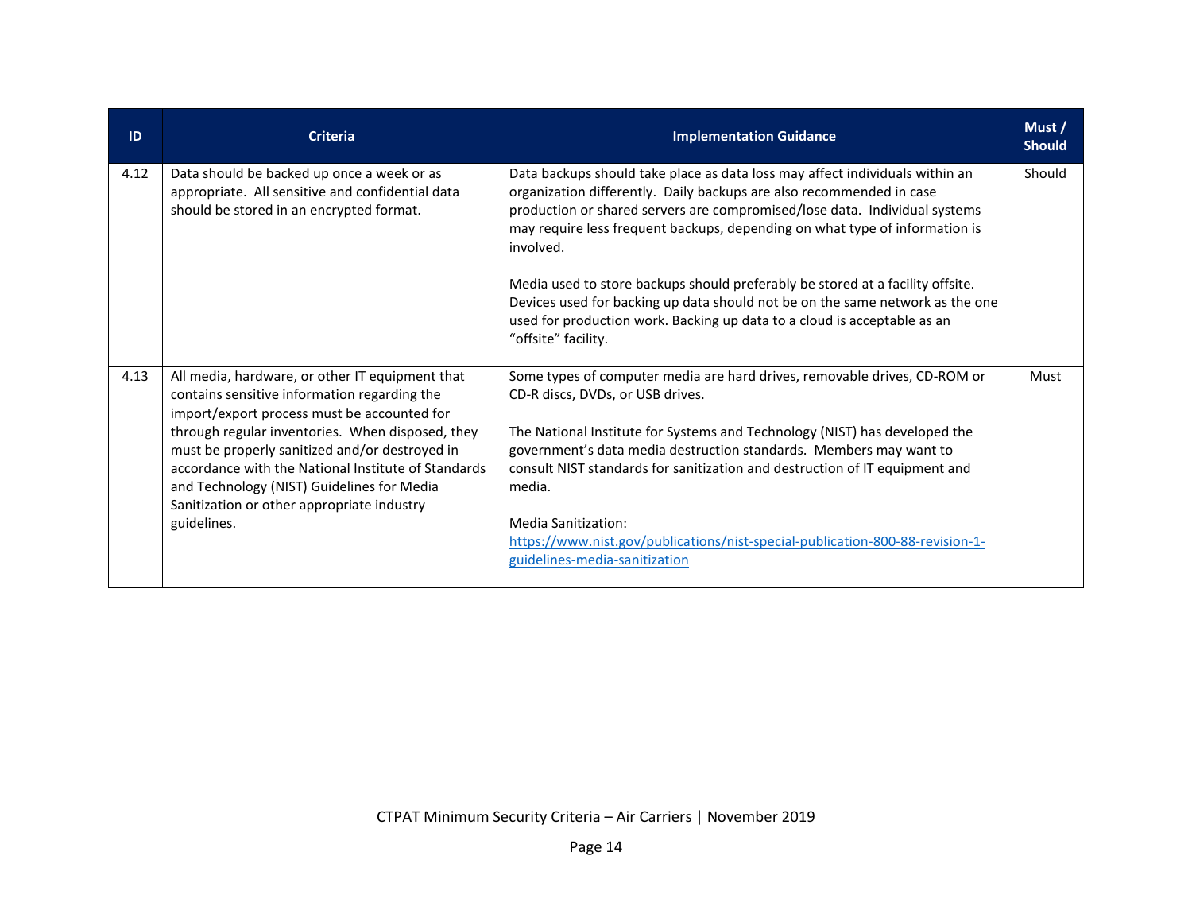| ID | Criteria | Implementation Guidance | Must / Should |
|---|---|---|---|
| 4.12 | Data should be backed up once a week or as appropriate. All sensitive and confidential data should be stored in an encrypted format. | Data backups should take place as data loss may affect individuals within an organization differently. Daily backups are also recommended in case production or shared servers are compromised/lose data. Individual systems may require less frequent backups, depending on what type of information is involved.<br><br>Media used to store backups should preferably be stored at a facility offsite. Devices used for backing up data should not be on the same network as the one used for production work. Backing up data to a cloud is acceptable as an "offsite" facility. | Should |
| 4.13 | All media, hardware, or other IT equipment that contains sensitive information regarding the import/export process must be accounted for through regular inventories. When disposed, they must be properly sanitized and/or destroyed in accordance with the National Institute of Standards and Technology (NIST) Guidelines for Media Sanitization or other appropriate industry guidelines. | Some types of computer media are hard drives, removable drives, CD-ROM or CD-R discs, DVDs, or USB drives.<br><br>The National Institute for Systems and Technology (NIST) has developed the government's data media destruction standards. Members may want to consult NIST standards for sanitization and destruction of IT equipment and media.<br><br>Media Sanitization:<br>https://www.nist.gov/publications/nist-special-publication-800-88-revision-1-guidelines-media-sanitization | Must |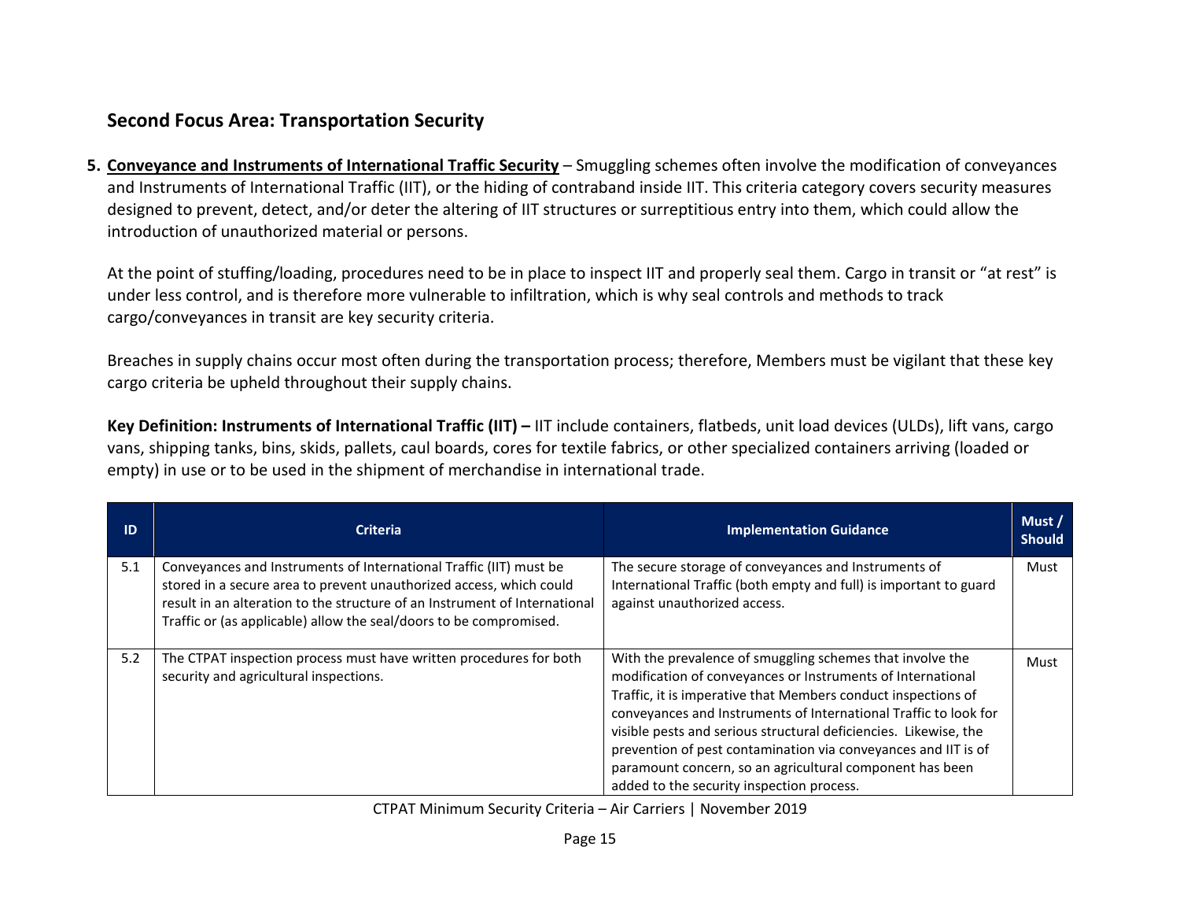## Second Focus Area: Transportation Security

**5. Conveyance and Instruments of International Traffic Security** – Smuggling schemes often involve the modification of conveyances and Instruments of International Traffic (IIT), or the hiding of contraband inside IIT. This criteria category covers security measures designed to prevent, detect, and/or deter the altering of IIT structures or surreptitious entry into them, which could allow the introduction of unauthorized material or persons.

At the point of stuffing/loading, procedures need to be in place to inspect IIT and properly seal them. Cargo in transit or "at rest" is under less control, and is therefore more vulnerable to infiltration, which is why seal controls and methods to track cargo/conveyances in transit are key security criteria.

Breaches in supply chains occur most often during the transportation process; therefore, Members must be vigilant that these key cargo criteria be upheld throughout their supply chains.

**Key Definition: Instruments of International Traffic (IIT) –** IIT include containers, flatbeds, unit load devices (ULDs), lift vans, cargo vans, shipping tanks, bins, skids, pallets, caul boards, cores for textile fabrics, or other specialized containers arriving (loaded or empty) in use or to be used in the shipment of merchandise in international trade.

| ID | Criteria | Implementation Guidance | Must / Should |
| --- | --- | --- | --- |
| 5.1 | Conveyances and Instruments of International Traffic (IIT) must be stored in a secure area to prevent unauthorized access, which could result in an alteration to the structure of an Instrument of International Traffic or (as applicable) allow the seal/doors to be compromised. | The secure storage of conveyances and Instruments of International Traffic (both empty and full) is important to guard against unauthorized access. | Must |
| 5.2 | The CTPAT inspection process must have written procedures for both security and agricultural inspections. | With the prevalence of smuggling schemes that involve the modification of conveyances or Instruments of International Traffic, it is imperative that Members conduct inspections of conveyances and Instruments of International Traffic to look for visible pests and serious structural deficiencies. Likewise, the prevention of pest contamination via conveyances and IIT is of paramount concern, so an agricultural component has been added to the security inspection process. | Must |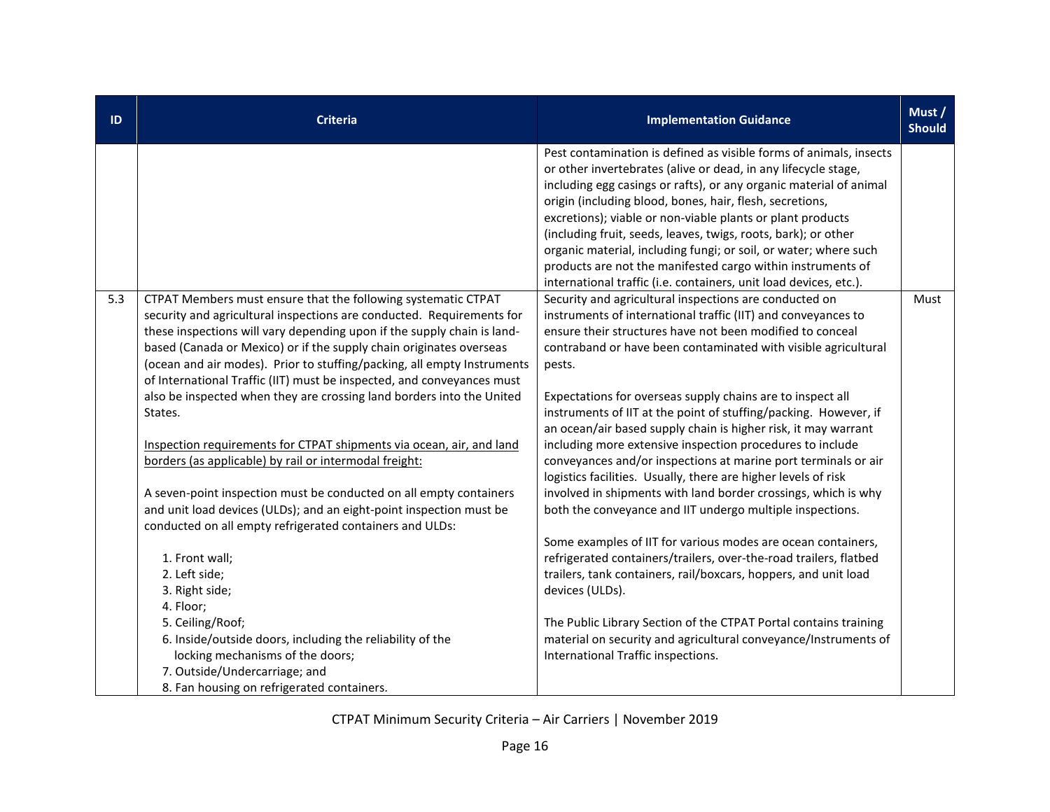| ID | Criteria | Implementation Guidance | Must / Should |
|---|---|---|---|
| | | Pest contamination is defined as visible forms of animals, insects or other invertebrates (alive or dead, in any lifecycle stage, including egg casings or rafts), or any organic material of animal origin (including blood, bones, hair, flesh, secretions, excretions); viable or non-viable plants or plant products (including fruit, seeds, leaves, twigs, roots, bark); or other organic material, including fungi; or soil, or water; where such products are not the manifested cargo within instruments of international traffic (i.e. containers, unit load devices, etc.). | |
| 5.3 | CTPAT Members must ensure that the following systematic CTPAT security and agricultural inspections are conducted. Requirements for these inspections will vary depending upon if the supply chain is land-based (Canada or Mexico) or if the supply chain originates overseas (ocean and air modes). Prior to stuffing/packing, all empty Instruments of International Traffic (IIT) must be inspected, and conveyances must also be inspected when they are crossing land borders into the United States.<br><br><u>Inspection requirements for CTPAT shipments via ocean, air, and land borders (as applicable) by rail or intermodal freight:</u><br><br>A seven-point inspection must be conducted on all empty containers and unit load devices (ULDs); and an eight-point inspection must be conducted on all empty refrigerated containers and ULDs:<br><br>1. Front wall;<br>2. Left side;<br>3. Right side;<br>4. Floor;<br>5. Ceiling/Roof;<br>6. Inside/outside doors, including the reliability of the locking mechanisms of the doors;<br>7. Outside/Undercarriage; and<br>8. Fan housing on refrigerated containers. | Security and agricultural inspections are conducted on instruments of international traffic (IIT) and conveyances to ensure their structures have not been modified to conceal contraband or have been contaminated with visible agricultural pests.<br><br>Expectations for overseas supply chains are to inspect all instruments of IIT at the point of stuffing/packing. However, if an ocean/air based supply chain is higher risk, it may warrant including more extensive inspection procedures to include conveyances and/or inspections at marine port terminals or air logistics facilities. Usually, there are higher levels of risk involved in shipments with land border crossings, which is why both the conveyance and IIT undergo multiple inspections.<br><br>Some examples of IIT for various modes are ocean containers, refrigerated containers/trailers, over-the-road trailers, flatbed trailers, tank containers, rail/boxcars, hoppers, and unit load devices (ULDs).<br><br>The Public Library Section of the CTPAT Portal contains training material on security and agricultural conveyance/Instruments of International Traffic inspections. | Must |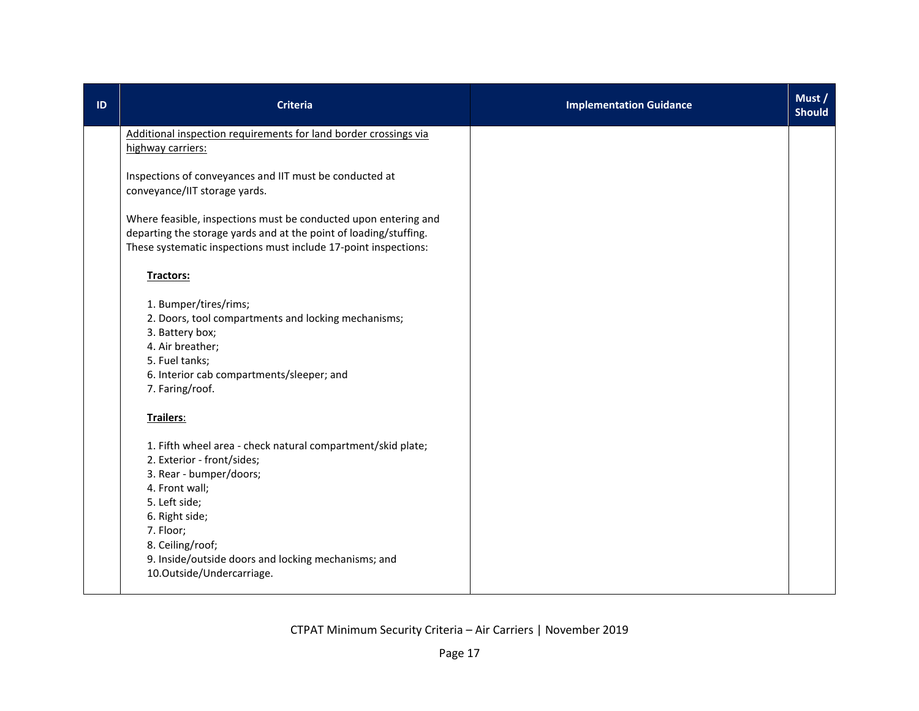| ID | Criteria | Implementation Guidance | Must / Should |
|---|---|---|---|
| | Additional inspection requirements for land border crossings via highway carriers:<br><br>Inspections of conveyances and IIT must be conducted at conveyance/IIT storage yards.<br><br>Where feasible, inspections must be conducted upon entering and departing the storage yards and at the point of loading/stuffing. These systematic inspections must include 17-point inspections:<br><br>**Tractors:**<br><br>1. Bumper/tires/rims;<br>2. Doors, tool compartments and locking mechanisms;<br>3. Battery box;<br>4. Air breather;<br>5. Fuel tanks;<br>6. Interior cab compartments/sleeper; and<br>7. Faring/roof.<br><br>**Trailers**:<br><br>1. Fifth wheel area - check natural compartment/skid plate;<br>2. Exterior - front/sides;<br>3. Rear - bumper/doors;<br>4. Front wall;<br>5. Left side;<br>6. Right side;<br>7. Floor;<br>8. Ceiling/roof;<br>9. Inside/outside doors and locking mechanisms; and<br>10.Outside/Undercarriage. | | |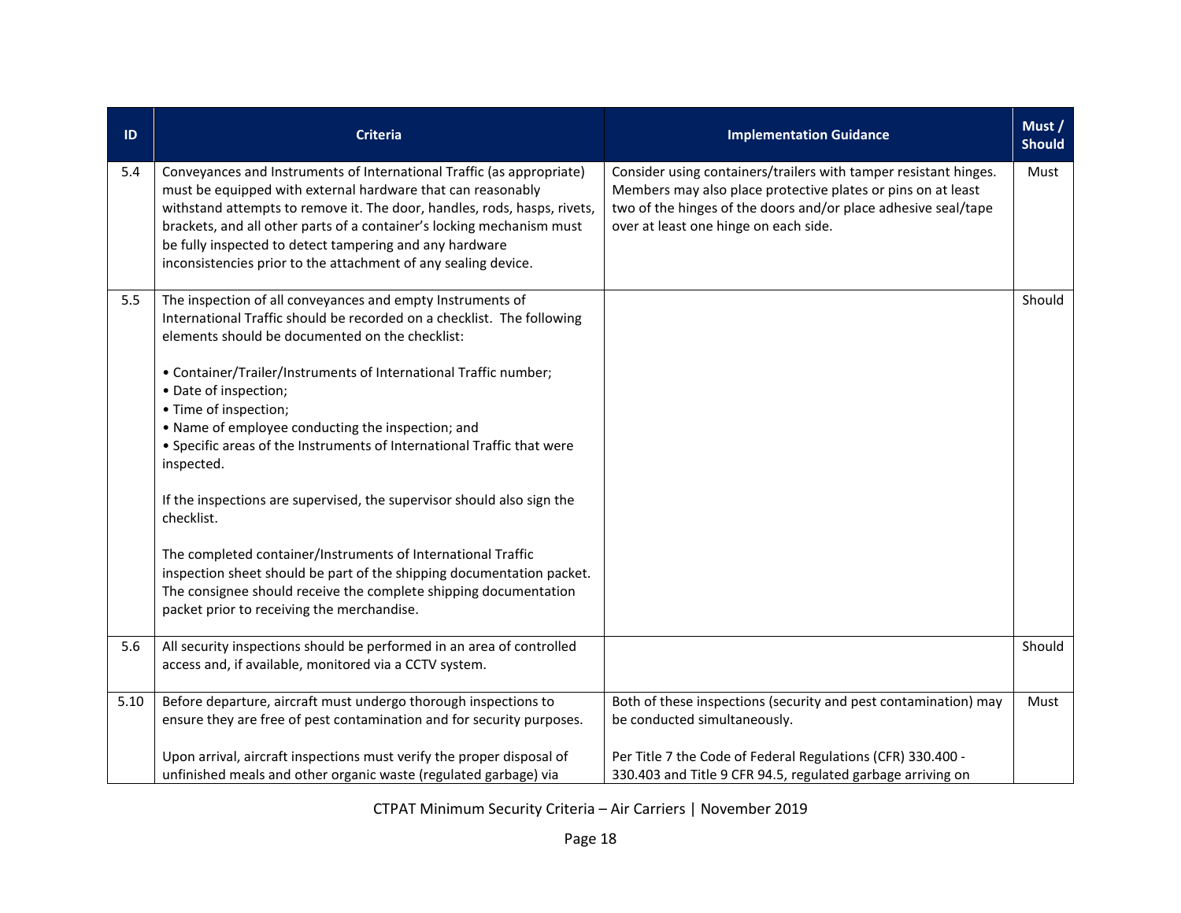| ID | Criteria | Implementation Guidance | Must / Should |
|---|---|---|---|
| 5.4 | Conveyances and Instruments of International Traffic (as appropriate) must be equipped with external hardware that can reasonably withstand attempts to remove it. The door, handles, rods, hasps, rivets, brackets, and all other parts of a container's locking mechanism must be fully inspected to detect tampering and any hardware inconsistencies prior to the attachment of any sealing device. | Consider using containers/trailers with tamper resistant hinges. Members may also place protective plates or pins on at least two of the hinges of the doors and/or place adhesive seal/tape over at least one hinge on each side. | Must |
| 5.5 | The inspection of all conveyances and empty Instruments of International Traffic should be recorded on a checklist. The following elements should be documented on the checklist:<br><br>• Container/Trailer/Instruments of International Traffic number;<br>• Date of inspection;<br>• Time of inspection;<br>• Name of employee conducting the inspection; and<br>• Specific areas of the Instruments of International Traffic that were inspected.<br><br>If the inspections are supervised, the supervisor should also sign the checklist.<br><br>The completed container/Instruments of International Traffic inspection sheet should be part of the shipping documentation packet. The consignee should receive the complete shipping documentation packet prior to receiving the merchandise. | | Should |
| 5.6 | All security inspections should be performed in an area of controlled access and, if available, monitored via a CCTV system. | | Should |
| 5.10 | Before departure, aircraft must undergo thorough inspections to ensure they are free of pest contamination and for security purposes.<br><br>Upon arrival, aircraft inspections must verify the proper disposal of unfinished meals and other organic waste (regulated garbage) via | Both of these inspections (security and pest contamination) may be conducted simultaneously.<br><br>Per Title 7 the Code of Federal Regulations (CFR) 330.400 - 330.403 and Title 9 CFR 94.5, regulated garbage arriving on | Must |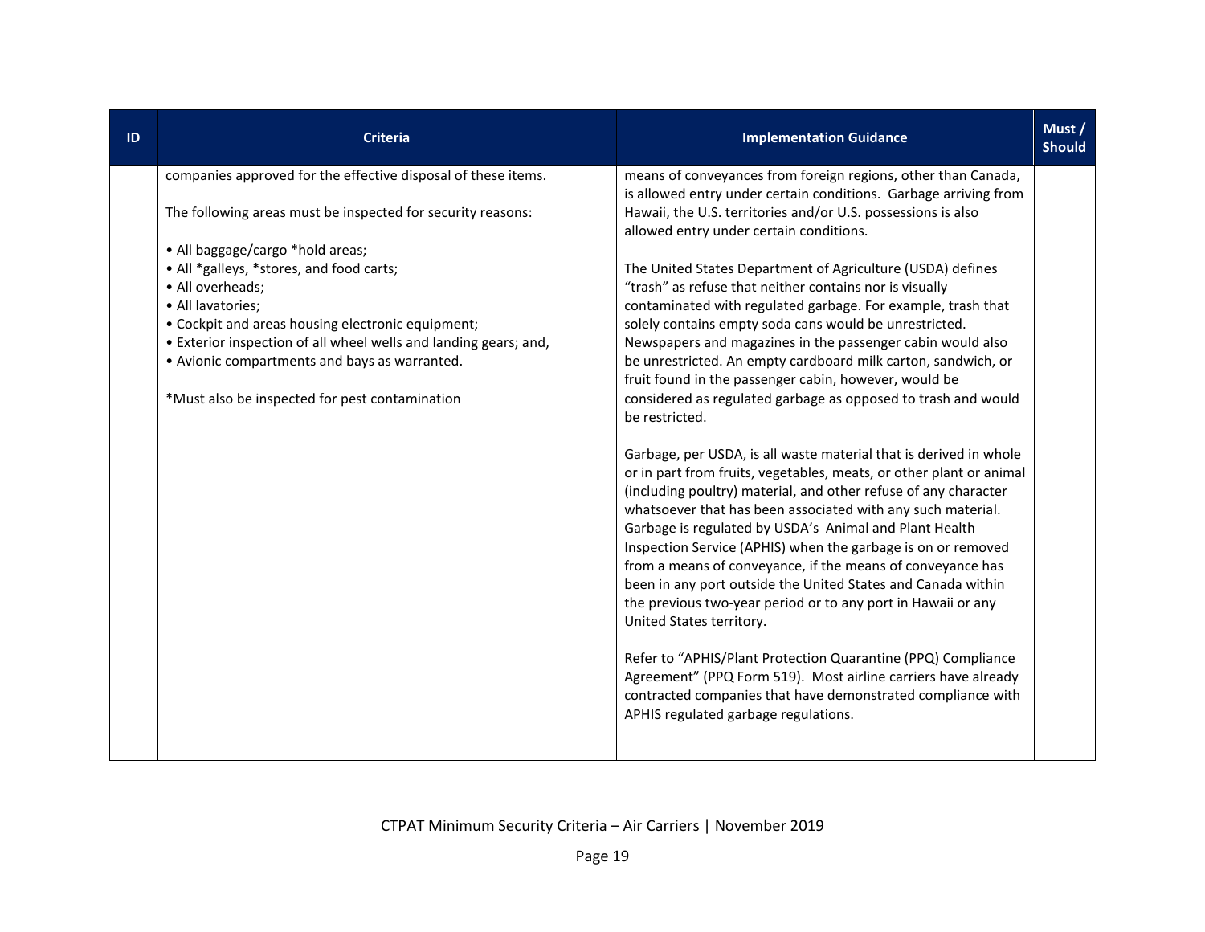| ID | Criteria | Implementation Guidance | Must / Should |
|---|---|---|---|
| | companies approved for the effective disposal of these items.<br><br>The following areas must be inspected for security reasons:<br><br>• All baggage/cargo *hold areas;<br>• All *galleys, *stores, and food carts;<br>• All overheads;<br>• All lavatories;<br>• Cockpit and areas housing electronic equipment;<br>• Exterior inspection of all wheel wells and landing gears; and,<br>• Avionic compartments and bays as warranted.<br><br>*Must also be inspected for pest contamination | means of conveyances from foreign regions, other than Canada, is allowed entry under certain conditions. Garbage arriving from Hawaii, the U.S. territories and/or U.S. possessions is also allowed entry under certain conditions.<br><br>The United States Department of Agriculture (USDA) defines "trash" as refuse that neither contains nor is visually contaminated with regulated garbage. For example, trash that solely contains empty soda cans would be unrestricted. Newspapers and magazines in the passenger cabin would also be unrestricted. An empty cardboard milk carton, sandwich, or fruit found in the passenger cabin, however, would be considered as regulated garbage as opposed to trash and would be restricted.<br><br>Garbage, per USDA, is all waste material that is derived in whole or in part from fruits, vegetables, meats, or other plant or animal (including poultry) material, and other refuse of any character whatsoever that has been associated with any such material. Garbage is regulated by USDA's Animal and Plant Health Inspection Service (APHIS) when the garbage is on or removed from a means of conveyance, if the means of conveyance has been in any port outside the United States and Canada within the previous two-year period or to any port in Hawaii or any United States territory.<br><br>Refer to "APHIS/Plant Protection Quarantine (PPQ) Compliance Agreement" (PPQ Form 519). Most airline carriers have already contracted companies that have demonstrated compliance with APHIS regulated garbage regulations. | |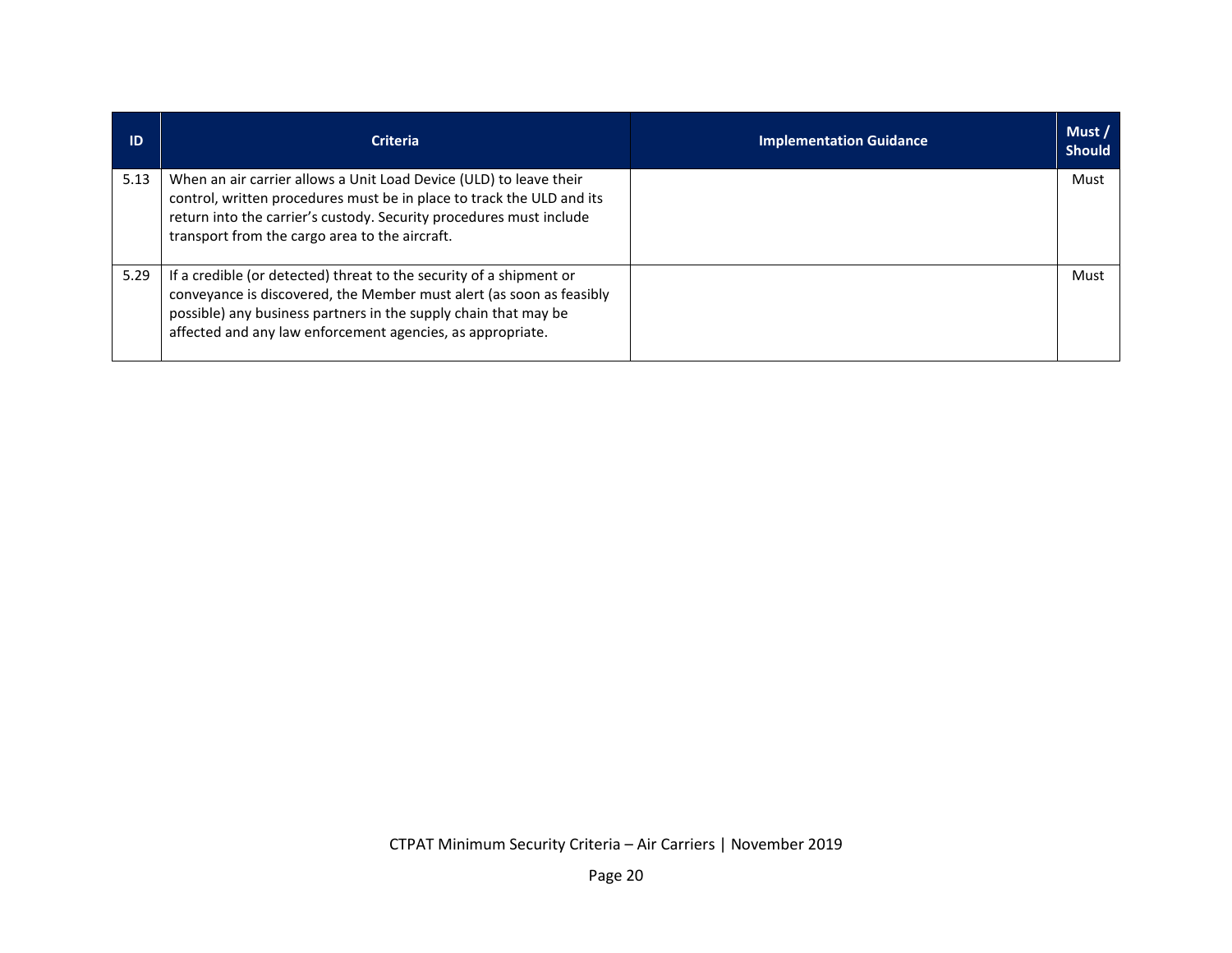| ID | Criteria | Implementation Guidance | Must / Should |
|---|---|---|---|
| 5.13 | When an air carrier allows a Unit Load Device (ULD) to leave their control, written procedures must be in place to track the ULD and its return into the carrier's custody. Security procedures must include transport from the cargo area to the aircraft. | | Must |
| 5.29 | If a credible (or detected) threat to the security of a shipment or conveyance is discovered, the Member must alert (as soon as feasibly possible) any business partners in the supply chain that may be affected and any law enforcement agencies, as appropriate. | | Must |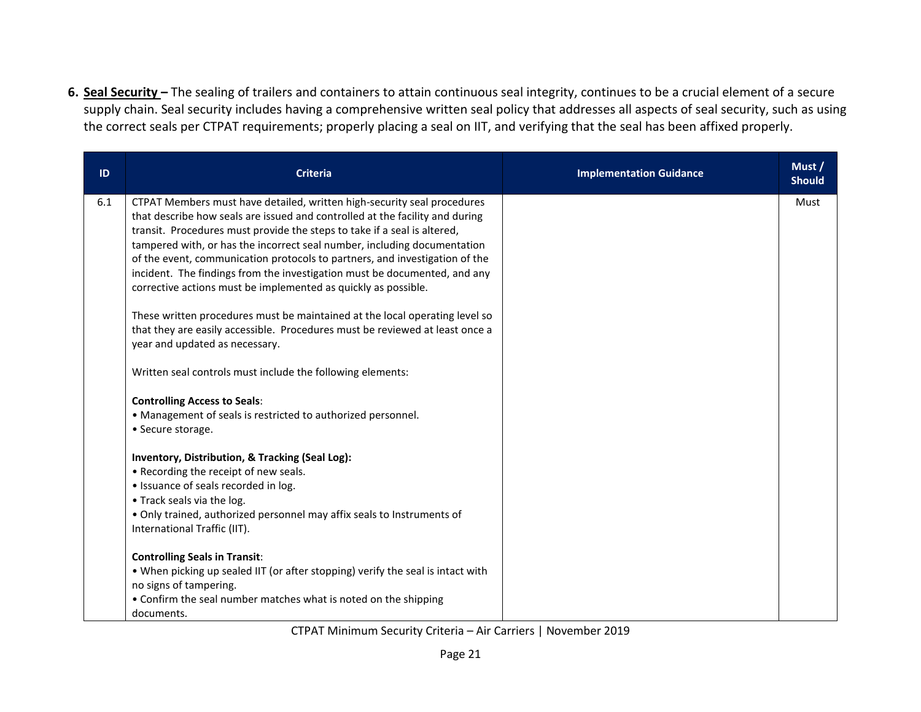6. **Seal Security –** The sealing of trailers and containers to attain continuous seal integrity, continues to be a crucial element of a secure supply chain. Seal security includes having a comprehensive written seal policy that addresses all aspects of seal security, such as using the correct seals per CTPAT requirements; properly placing a seal on IIT, and verifying that the seal has been affixed properly.

| ID | Criteria | Implementation Guidance | Must / Should |
|---|---|---|---|
| 6.1 | CTPAT Members must have detailed, written high-security seal procedures that describe how seals are issued and controlled at the facility and during transit. Procedures must provide the steps to take if a seal is altered, tampered with, or has the incorrect seal number, including documentation of the event, communication protocols to partners, and investigation of the incident. The findings from the investigation must be documented, and any corrective actions must be implemented as quickly as possible.<br><br>These written procedures must be maintained at the local operating level so that they are easily accessible. Procedures must be reviewed at least once a year and updated as necessary.<br><br>Written seal controls must include the following elements:<br><br>**Controlling Access to Seals**:<br>• Management of seals is restricted to authorized personnel.<br>• Secure storage.<br><br>**Inventory, Distribution, & Tracking (Seal Log):**<br>• Recording the receipt of new seals.<br>• Issuance of seals recorded in log.<br>• Track seals via the log.<br>• Only trained, authorized personnel may affix seals to Instruments of International Traffic (IIT).<br><br>**Controlling Seals in Transit**:<br>• When picking up sealed IIT (or after stopping) verify the seal is intact with no signs of tampering.<br>• Confirm the seal number matches what is noted on the shipping documents. | | Must |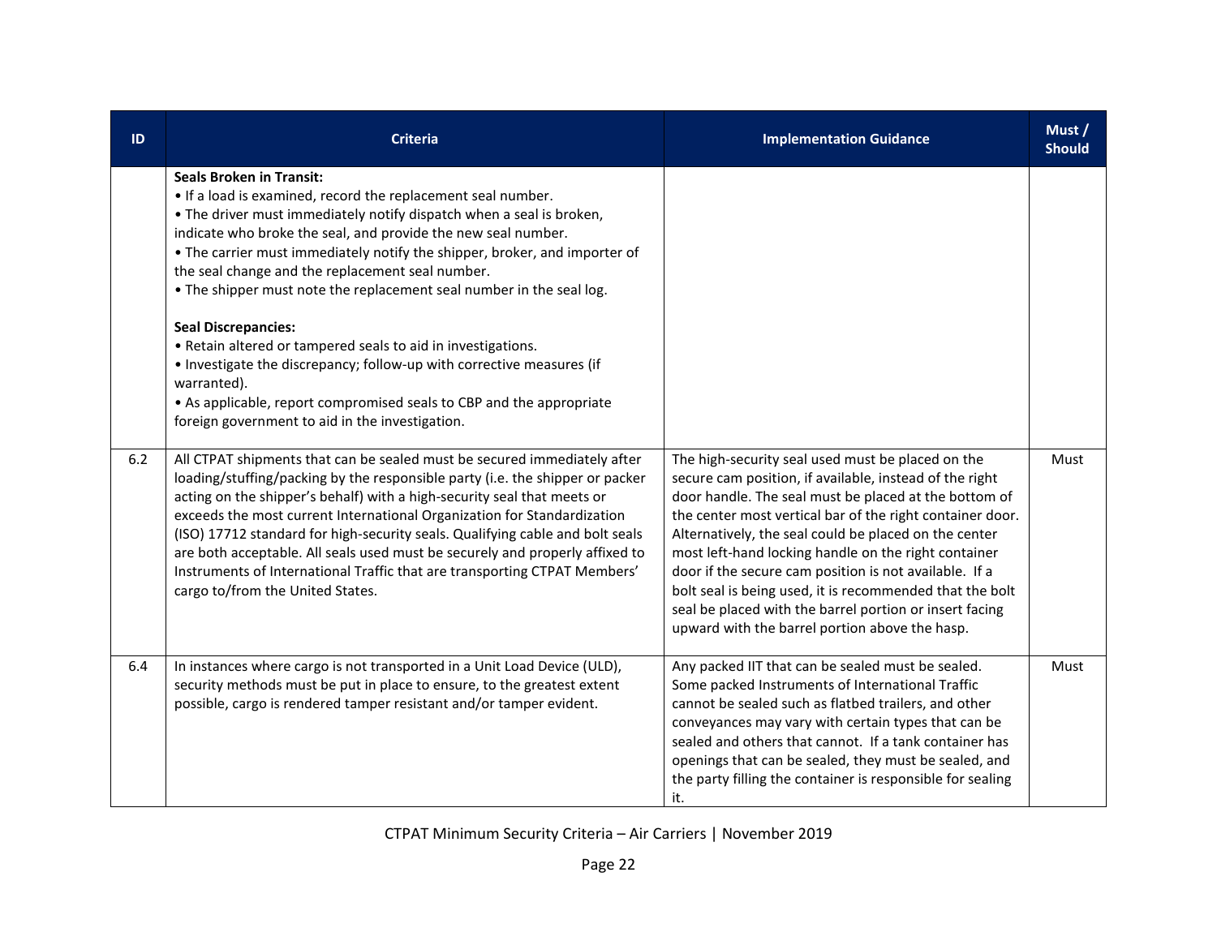| ID | Criteria | Implementation Guidance | Must / Should |
|---|---|---|---|
| | **Seals Broken in Transit:**<br>• If a load is examined, record the replacement seal number.<br>• The driver must immediately notify dispatch when a seal is broken, indicate who broke the seal, and provide the new seal number.<br>• The carrier must immediately notify the shipper, broker, and importer of the seal change and the replacement seal number.<br>• The shipper must note the replacement seal number in the seal log.<br><br>**Seal Discrepancies:**<br>• Retain altered or tampered seals to aid in investigations.<br>• Investigate the discrepancy; follow-up with corrective measures (if warranted).<br>• As applicable, report compromised seals to CBP and the appropriate foreign government to aid in the investigation. | | |
| 6.2 | All CTPAT shipments that can be sealed must be secured immediately after loading/stuffing/packing by the responsible party (i.e. the shipper or packer acting on the shipper's behalf) with a high-security seal that meets or exceeds the most current International Organization for Standardization (ISO) 17712 standard for high-security seals. Qualifying cable and bolt seals are both acceptable. All seals used must be securely and properly affixed to Instruments of International Traffic that are transporting CTPAT Members' cargo to/from the United States. | The high-security seal used must be placed on the secure cam position, if available, instead of the right door handle. The seal must be placed at the bottom of the center most vertical bar of the right container door. Alternatively, the seal could be placed on the center most left-hand locking handle on the right container door if the secure cam position is not available. If a bolt seal is being used, it is recommended that the bolt seal be placed with the barrel portion or insert facing upward with the barrel portion above the hasp. | Must |
| 6.4 | In instances where cargo is not transported in a Unit Load Device (ULD), security methods must be put in place to ensure, to the greatest extent possible, cargo is rendered tamper resistant and/or tamper evident. | Any packed IIT that can be sealed must be sealed. Some packed Instruments of International Traffic cannot be sealed such as flatbed trailers, and other conveyances may vary with certain types that can be sealed and others that cannot. If a tank container has openings that can be sealed, they must be sealed, and the party filling the container is responsible for sealing it. | Must |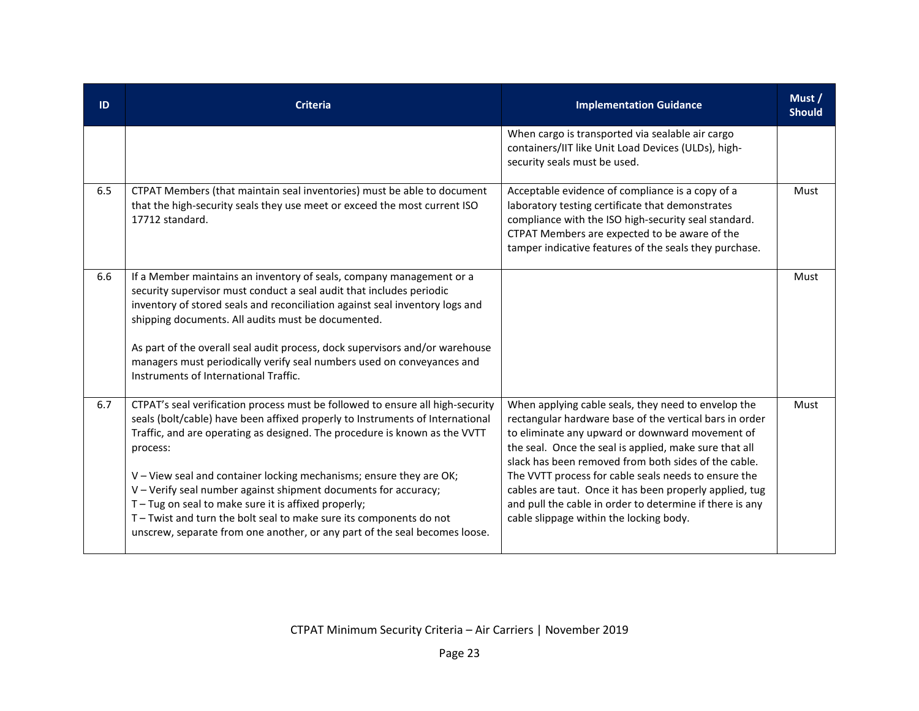| ID | Criteria | Implementation Guidance | Must / Should |
|---|---|---|---|
| | | When cargo is transported via sealable air cargo containers/IIT like Unit Load Devices (ULDs), high-security seals must be used. | |
| 6.5 | CTPAT Members (that maintain seal inventories) must be able to document that the high-security seals they use meet or exceed the most current ISO 17712 standard. | Acceptable evidence of compliance is a copy of a laboratory testing certificate that demonstrates compliance with the ISO high-security seal standard. CTPAT Members are expected to be aware of the tamper indicative features of the seals they purchase. | Must |
| 6.6 | If a Member maintains an inventory of seals, company management or a security supervisor must conduct a seal audit that includes periodic inventory of stored seals and reconciliation against seal inventory logs and shipping documents. All audits must be documented.<br><br>As part of the overall seal audit process, dock supervisors and/or warehouse managers must periodically verify seal numbers used on conveyances and Instruments of International Traffic. | | Must |
| 6.7 | CTPAT's seal verification process must be followed to ensure all high-security seals (bolt/cable) have been affixed properly to Instruments of International Traffic, and are operating as designed. The procedure is known as the VVTT process:<br><br>V – View seal and container locking mechanisms; ensure they are OK;<br>V – Verify seal number against shipment documents for accuracy;<br>T – Tug on seal to make sure it is affixed properly;<br>T – Twist and turn the bolt seal to make sure its components do not unscrew, separate from one another, or any part of the seal becomes loose. | When applying cable seals, they need to envelop the rectangular hardware base of the vertical bars in order to eliminate any upward or downward movement of the seal. Once the seal is applied, make sure that all slack has been removed from both sides of the cable. The VVTT process for cable seals needs to ensure the cables are taut. Once it has been properly applied, tug and pull the cable in order to determine if there is any cable slippage within the locking body. | Must |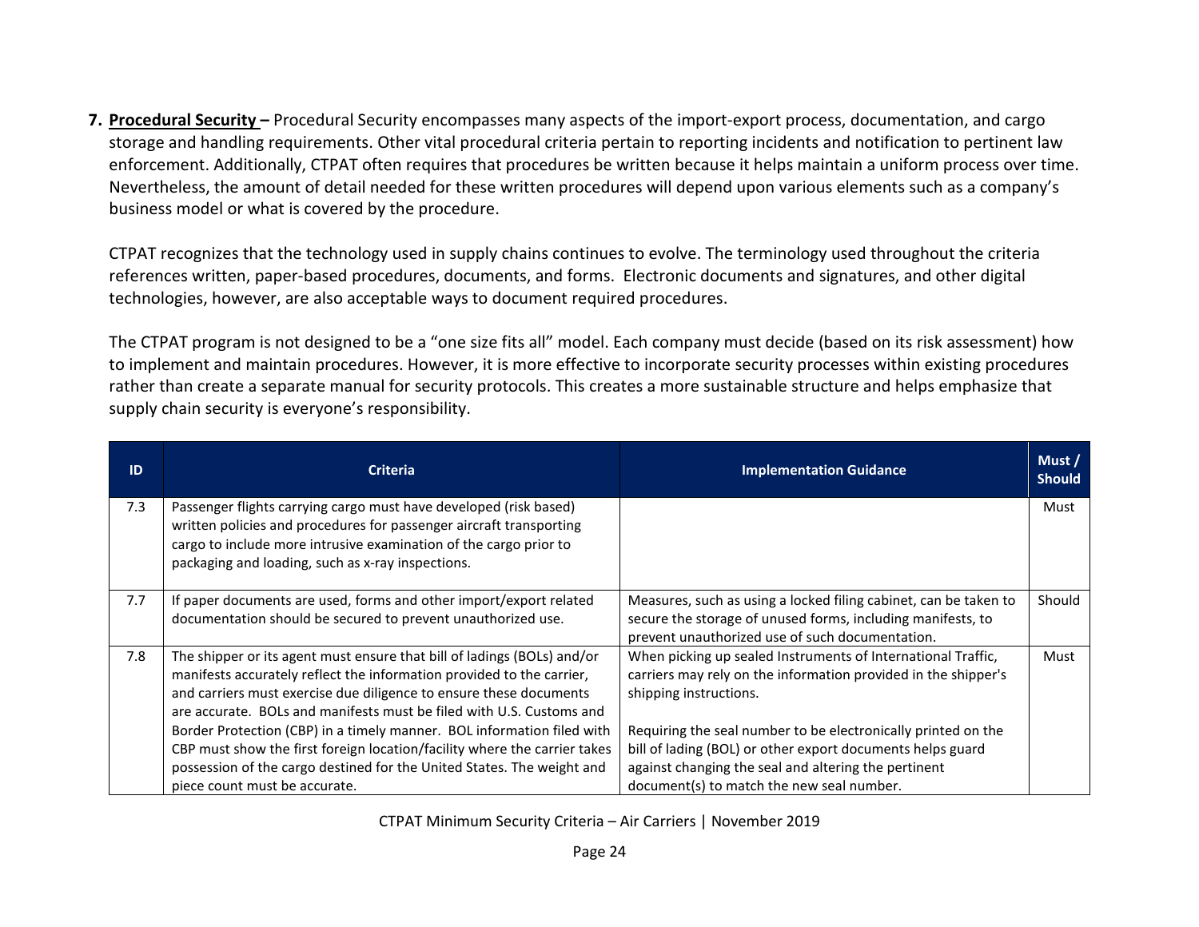**7. Procedural Security –** Procedural Security encompasses many aspects of the import-export process, documentation, and cargo storage and handling requirements. Other vital procedural criteria pertain to reporting incidents and notification to pertinent law enforcement. Additionally, CTPAT often requires that procedures be written because it helps maintain a uniform process over time. Nevertheless, the amount of detail needed for these written procedures will depend upon various elements such as a company's business model or what is covered by the procedure.

CTPAT recognizes that the technology used in supply chains continues to evolve. The terminology used throughout the criteria references written, paper-based procedures, documents, and forms. Electronic documents and signatures, and other digital technologies, however, are also acceptable ways to document required procedures.

The CTPAT program is not designed to be a "one size fits all" model. Each company must decide (based on its risk assessment) how to implement and maintain procedures. However, it is more effective to incorporate security processes within existing procedures rather than create a separate manual for security protocols. This creates a more sustainable structure and helps emphasize that supply chain security is everyone's responsibility.

| ID | Criteria | Implementation Guidance | Must / Should |
|---|---|---|---|
| 7.3 | Passenger flights carrying cargo must have developed (risk based) written policies and procedures for passenger aircraft transporting cargo to include more intrusive examination of the cargo prior to packaging and loading, such as x-ray inspections. | | Must |
| 7.7 | If paper documents are used, forms and other import/export related documentation should be secured to prevent unauthorized use. | Measures, such as using a locked filing cabinet, can be taken to secure the storage of unused forms, including manifests, to prevent unauthorized use of such documentation. | Should |
| 7.8 | The shipper or its agent must ensure that bill of ladings (BOLs) and/or manifests accurately reflect the information provided to the carrier, and carriers must exercise due diligence to ensure these documents are accurate. BOLs and manifests must be filed with U.S. Customs and Border Protection (CBP) in a timely manner. BOL information filed with CBP must show the first foreign location/facility where the carrier takes possession of the cargo destined for the United States. The weight and piece count must be accurate. | When picking up sealed Instruments of International Traffic, carriers may rely on the information provided in the shipper's shipping instructions.<br><br>Requiring the seal number to be electronically printed on the bill of lading (BOL) or other export documents helps guard against changing the seal and altering the pertinent document(s) to match the new seal number. | Must |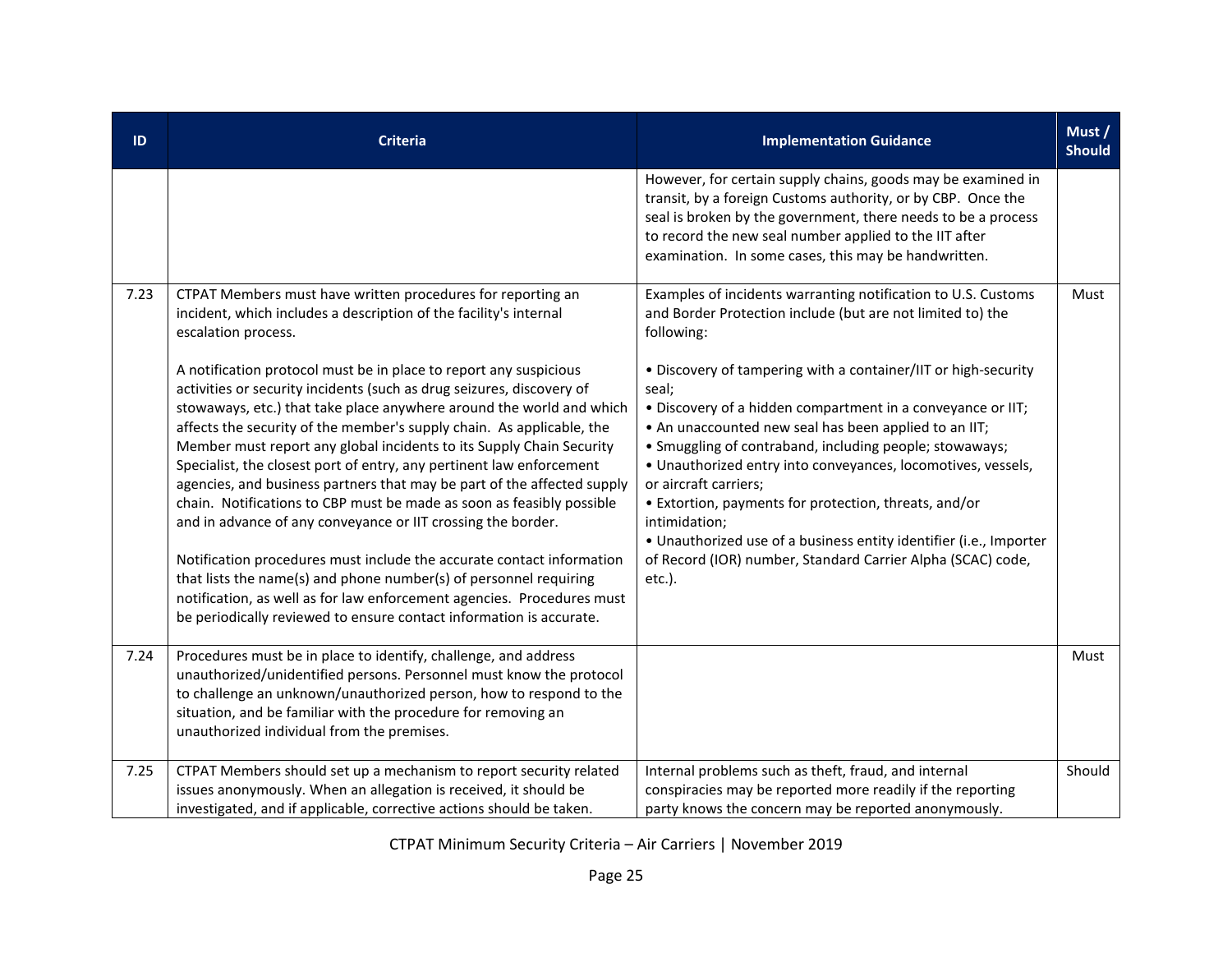| ID | Criteria | Implementation Guidance | Must / Should |
|---|---|---|---|
| | | However, for certain supply chains, goods may be examined in transit, by a foreign Customs authority, or by CBP. Once the seal is broken by the government, there needs to be a process to record the new seal number applied to the IIT after examination. In some cases, this may be handwritten. | |
| 7.23 | CTPAT Members must have written procedures for reporting an incident, which includes a description of the facility's internal escalation process.<br><br>A notification protocol must be in place to report any suspicious activities or security incidents (such as drug seizures, discovery of stowaways, etc.) that take place anywhere around the world and which affects the security of the member's supply chain. As applicable, the Member must report any global incidents to its Supply Chain Security Specialist, the closest port of entry, any pertinent law enforcement agencies, and business partners that may be part of the affected supply chain. Notifications to CBP must be made as soon as feasibly possible and in advance of any conveyance or IIT crossing the border.<br><br>Notification procedures must include the accurate contact information that lists the name(s) and phone number(s) of personnel requiring notification, as well as for law enforcement agencies. Procedures must be periodically reviewed to ensure contact information is accurate. | Examples of incidents warranting notification to U.S. Customs and Border Protection include (but are not limited to) the following:<br><br>• Discovery of tampering with a container/IIT or high-security seal;<br>• Discovery of a hidden compartment in a conveyance or IIT;<br>• An unaccounted new seal has been applied to an IIT;<br>• Smuggling of contraband, including people; stowaways;<br>• Unauthorized entry into conveyances, locomotives, vessels, or aircraft carriers;<br>• Extortion, payments for protection, threats, and/or intimidation;<br>• Unauthorized use of a business entity identifier (i.e., Importer of Record (IOR) number, Standard Carrier Alpha (SCAC) code, etc.). | Must |
| 7.24 | Procedures must be in place to identify, challenge, and address unauthorized/unidentified persons. Personnel must know the protocol to challenge an unknown/unauthorized person, how to respond to the situation, and be familiar with the procedure for removing an unauthorized individual from the premises. | | Must |
| 7.25 | CTPAT Members should set up a mechanism to report security related issues anonymously. When an allegation is received, it should be investigated, and if applicable, corrective actions should be taken. | Internal problems such as theft, fraud, and internal conspiracies may be reported more readily if the reporting party knows the concern may be reported anonymously. | Should |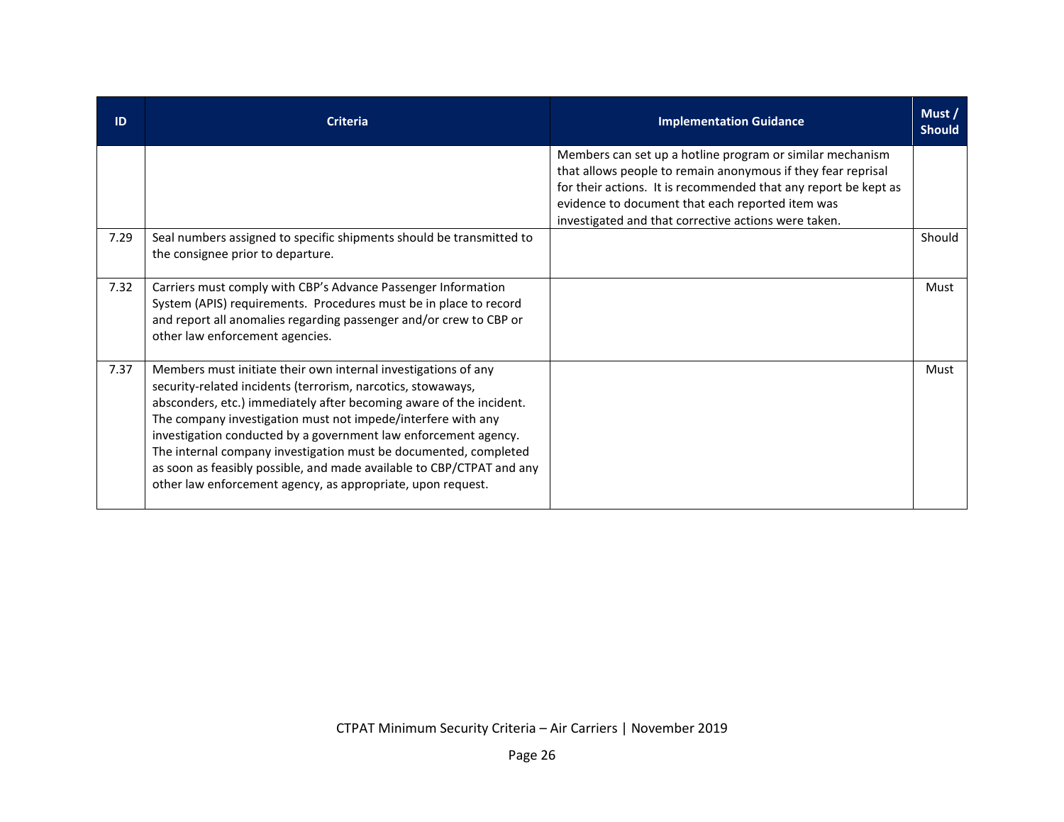| ID | Criteria | Implementation Guidance | Must / Should |
| --- | --- | --- | --- |
| | | Members can set up a hotline program or similar mechanism that allows people to remain anonymous if they fear reprisal for their actions. It is recommended that any report be kept as evidence to document that each reported item was investigated and that corrective actions were taken. | |
| 7.29 | Seal numbers assigned to specific shipments should be transmitted to the consignee prior to departure. | | Should |
| 7.32 | Carriers must comply with CBP's Advance Passenger Information System (APIS) requirements. Procedures must be in place to record and report all anomalies regarding passenger and/or crew to CBP or other law enforcement agencies. | | Must |
| 7.37 | Members must initiate their own internal investigations of any security-related incidents (terrorism, narcotics, stowaways, absconders, etc.) immediately after becoming aware of the incident. The company investigation must not impede/interfere with any investigation conducted by a government law enforcement agency. The internal company investigation must be documented, completed as soon as feasibly possible, and made available to CBP/CTPAT and any other law enforcement agency, as appropriate, upon request. | | Must |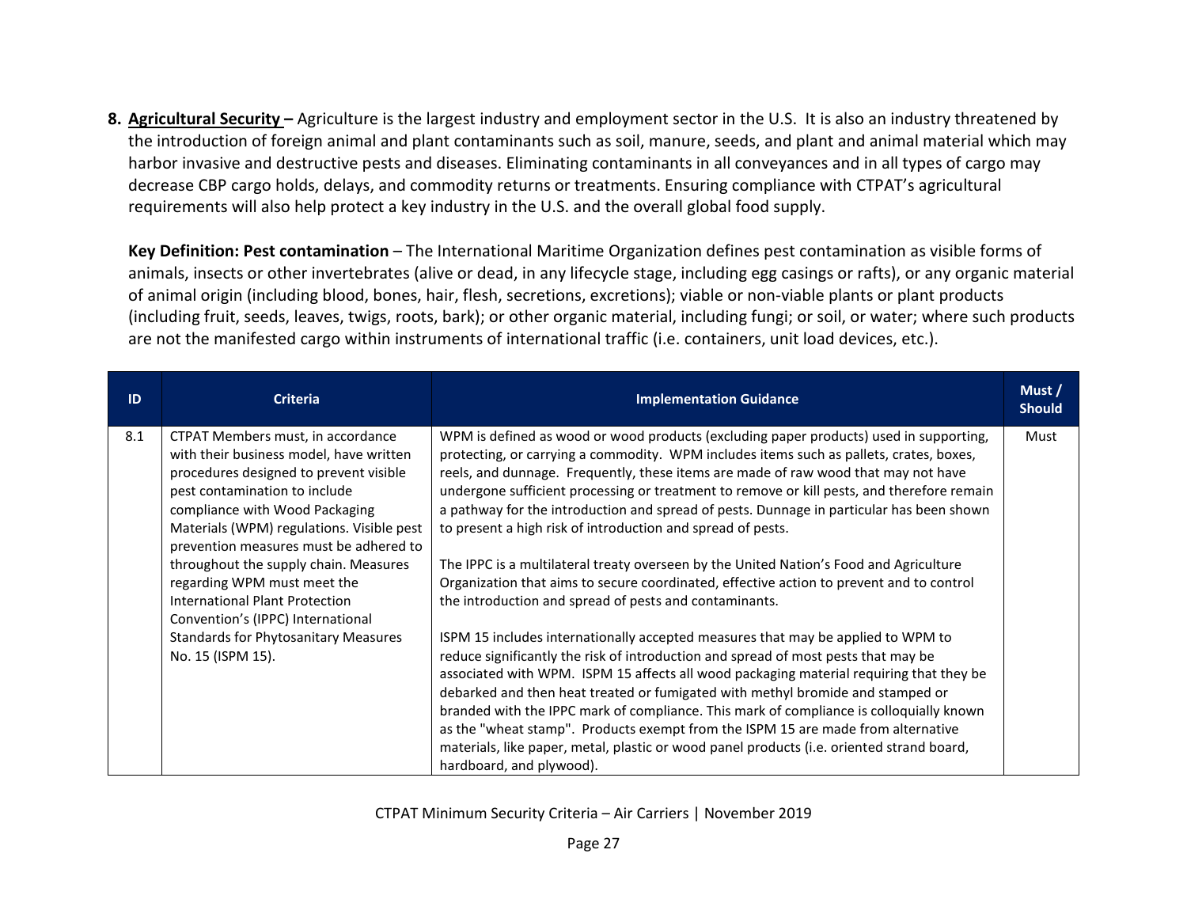**8. <u>Agricultural Security</u> –** Agriculture is the largest industry and employment sector in the U.S. It is also an industry threatened by the introduction of foreign animal and plant contaminants such as soil, manure, seeds, and plant and animal material which may harbor invasive and destructive pests and diseases. Eliminating contaminants in all conveyances and in all types of cargo may decrease CBP cargo holds, delays, and commodity returns or treatments. Ensuring compliance with CTPAT's agricultural requirements will also help protect a key industry in the U.S. and the overall global food supply.

**Key Definition: Pest contamination** – The International Maritime Organization defines pest contamination as visible forms of animals, insects or other invertebrates (alive or dead, in any lifecycle stage, including egg casings or rafts), or any organic material of animal origin (including blood, bones, hair, flesh, secretions, excretions); viable or non-viable plants or plant products (including fruit, seeds, leaves, twigs, roots, bark); or other organic material, including fungi; or soil, or water; where such products are not the manifested cargo within instruments of international traffic (i.e. containers, unit load devices, etc.).

| ID | Criteria | Implementation Guidance | Must / Should |
|---|---|---|---|
| 8.1 | CTPAT Members must, in accordance with their business model, have written procedures designed to prevent visible pest contamination to include compliance with Wood Packaging Materials (WPM) regulations. Visible pest prevention measures must be adhered to throughout the supply chain. Measures regarding WPM must meet the International Plant Protection Convention's (IPPC) International Standards for Phytosanitary Measures No. 15 (ISPM 15). | WPM is defined as wood or wood products (excluding paper products) used in supporting, protecting, or carrying a commodity. WPM includes items such as pallets, crates, boxes, reels, and dunnage. Frequently, these items are made of raw wood that may not have undergone sufficient processing or treatment to remove or kill pests, and therefore remain a pathway for the introduction and spread of pests. Dunnage in particular has been shown to present a high risk of introduction and spread of pests.<br><br>The IPPC is a multilateral treaty overseen by the United Nation's Food and Agriculture Organization that aims to secure coordinated, effective action to prevent and to control the introduction and spread of pests and contaminants.<br><br>ISPM 15 includes internationally accepted measures that may be applied to WPM to reduce significantly the risk of introduction and spread of most pests that may be associated with WPM. ISPM 15 affects all wood packaging material requiring that they be debarked and then heat treated or fumigated with methyl bromide and stamped or branded with the IPPC mark of compliance. This mark of compliance is colloquially known as the "wheat stamp". Products exempt from the ISPM 15 are made from alternative materials, like paper, metal, plastic or wood panel products (i.e. oriented strand board, hardboard, and plywood). | Must |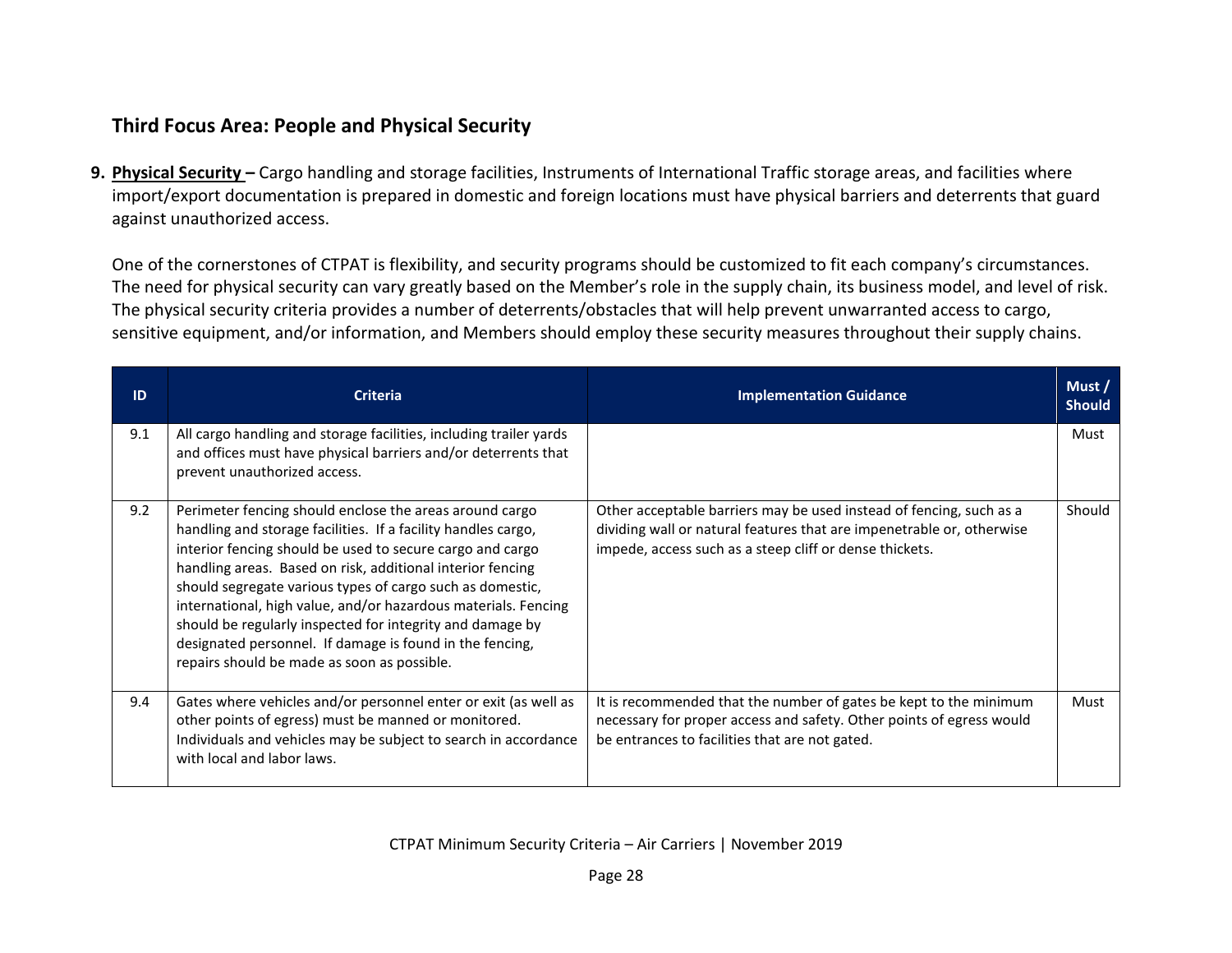## Third Focus Area: People and Physical Security

**9. Physical Security –** Cargo handling and storage facilities, Instruments of International Traffic storage areas, and facilities where import/export documentation is prepared in domestic and foreign locations must have physical barriers and deterrents that guard against unauthorized access.

One of the cornerstones of CTPAT is flexibility, and security programs should be customized to fit each company's circumstances. The need for physical security can vary greatly based on the Member's role in the supply chain, its business model, and level of risk. The physical security criteria provides a number of deterrents/obstacles that will help prevent unwarranted access to cargo, sensitive equipment, and/or information, and Members should employ these security measures throughout their supply chains.

| ID | Criteria | Implementation Guidance | Must / Should |
|---|---|---|---|
| 9.1 | All cargo handling and storage facilities, including trailer yards and offices must have physical barriers and/or deterrents that prevent unauthorized access. | | Must |
| 9.2 | Perimeter fencing should enclose the areas around cargo handling and storage facilities. If a facility handles cargo, interior fencing should be used to secure cargo and cargo handling areas. Based on risk, additional interior fencing should segregate various types of cargo such as domestic, international, high value, and/or hazardous materials. Fencing should be regularly inspected for integrity and damage by designated personnel. If damage is found in the fencing, repairs should be made as soon as possible. | Other acceptable barriers may be used instead of fencing, such as a dividing wall or natural features that are impenetrable or, otherwise impede, access such as a steep cliff or dense thickets. | Should |
| 9.4 | Gates where vehicles and/or personnel enter or exit (as well as other points of egress) must be manned or monitored. Individuals and vehicles may be subject to search in accordance with local and labor laws. | It is recommended that the number of gates be kept to the minimum necessary for proper access and safety. Other points of egress would be entrances to facilities that are not gated. | Must |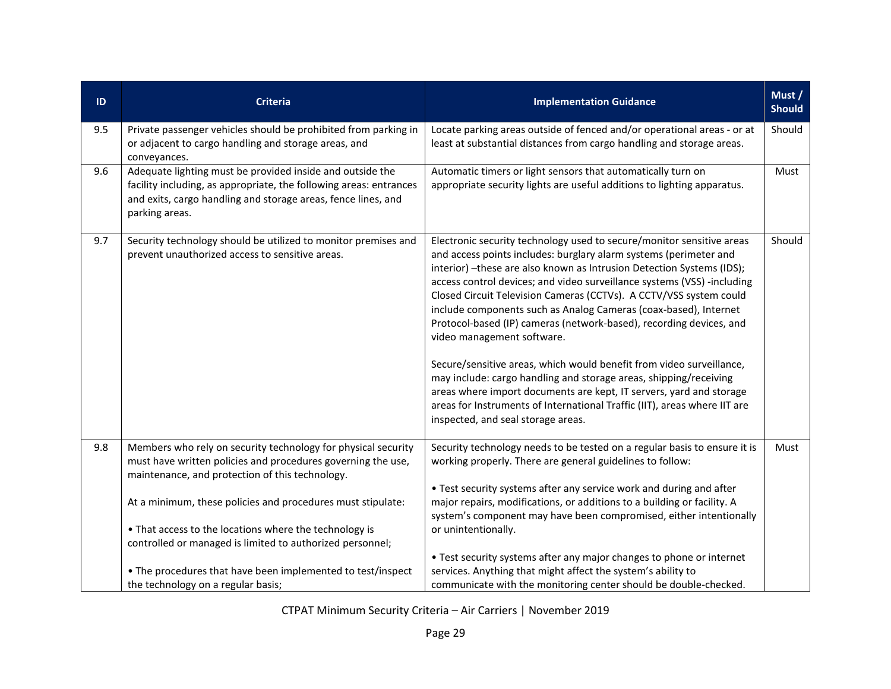| ID | Criteria | Implementation Guidance | Must / Should |
|---|---|---|---|
| 9.5 | Private passenger vehicles should be prohibited from parking in or adjacent to cargo handling and storage areas, and conveyances. | Locate parking areas outside of fenced and/or operational areas - or at least at substantial distances from cargo handling and storage areas. | Should |
| 9.6 | Adequate lighting must be provided inside and outside the facility including, as appropriate, the following areas: entrances and exits, cargo handling and storage areas, fence lines, and parking areas. | Automatic timers or light sensors that automatically turn on appropriate security lights are useful additions to lighting apparatus. | Must |
| 9.7 | Security technology should be utilized to monitor premises and prevent unauthorized access to sensitive areas. | Electronic security technology used to secure/monitor sensitive areas and access points includes: burglary alarm systems (perimeter and interior) –these are also known as Intrusion Detection Systems (IDS); access control devices; and video surveillance systems (VSS) -including Closed Circuit Television Cameras (CCTVs). A CCTV/VSS system could include components such as Analog Cameras (coax-based), Internet Protocol-based (IP) cameras (network-based), recording devices, and video management software.<br><br>Secure/sensitive areas, which would benefit from video surveillance, may include: cargo handling and storage areas, shipping/receiving areas where import documents are kept, IT servers, yard and storage areas for Instruments of International Traffic (IIT), areas where IIT are inspected, and seal storage areas. | Should |
| 9.8 | Members who rely on security technology for physical security must have written policies and procedures governing the use, maintenance, and protection of this technology.<br><br>At a minimum, these policies and procedures must stipulate:<br><br>• That access to the locations where the technology is controlled or managed is limited to authorized personnel;<br><br>• The procedures that have been implemented to test/inspect the technology on a regular basis; | Security technology needs to be tested on a regular basis to ensure it is working properly. There are general guidelines to follow:<br><br>• Test security systems after any service work and during and after major repairs, modifications, or additions to a building or facility. A system's component may have been compromised, either intentionally or unintentionally.<br><br>• Test security systems after any major changes to phone or internet services. Anything that might affect the system's ability to communicate with the monitoring center should be double-checked. | Must |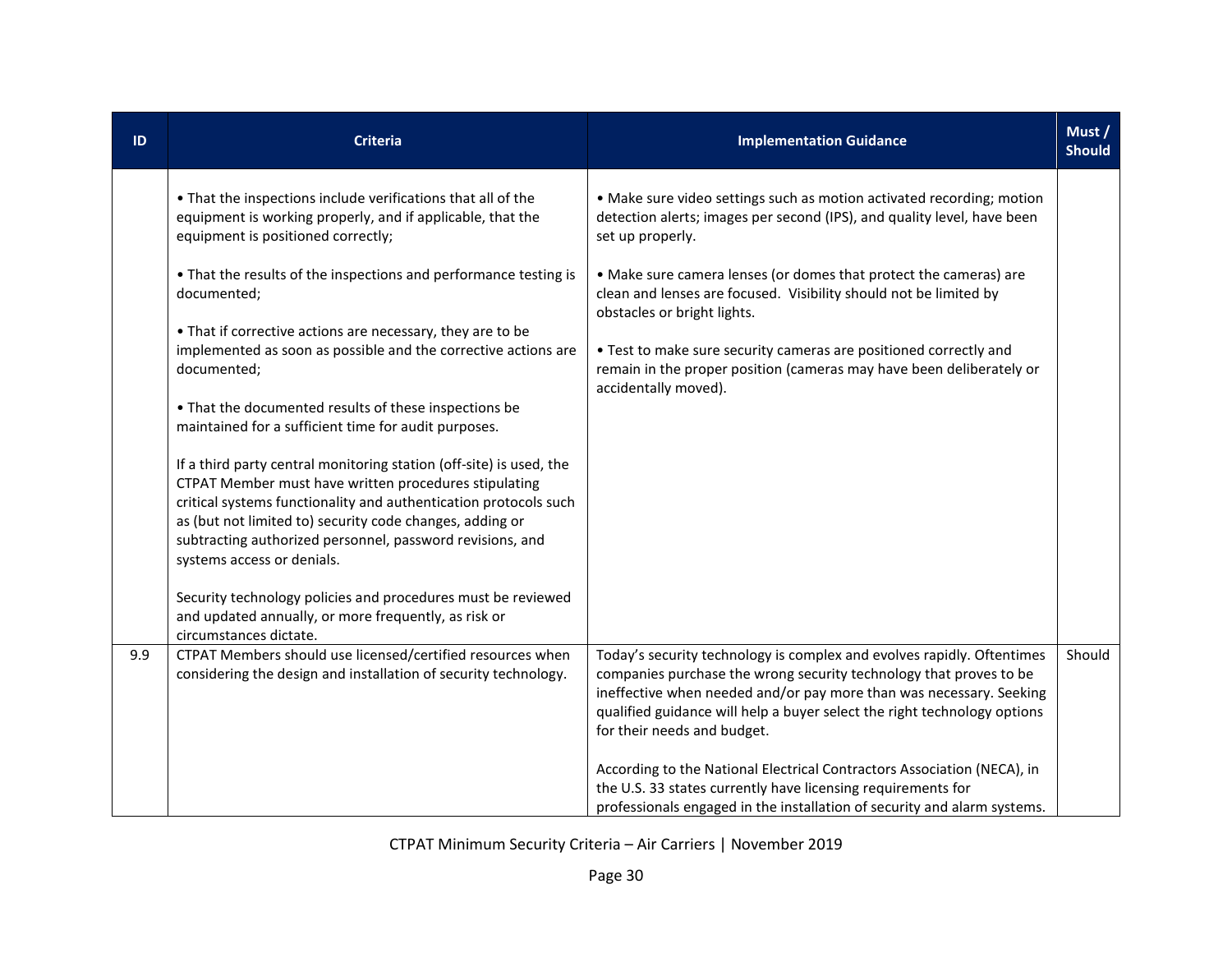| ID | Criteria | Implementation Guidance | Must / Should |
|---|---|---|---|
| | • That the inspections include verifications that all of the equipment is working properly, and if applicable, that the equipment is positioned correctly;<br><br>• That the results of the inspections and performance testing is documented;<br><br>• That if corrective actions are necessary, they are to be implemented as soon as possible and the corrective actions are documented;<br><br>• That the documented results of these inspections be maintained for a sufficient time for audit purposes.<br><br>If a third party central monitoring station (off-site) is used, the CTPAT Member must have written procedures stipulating critical systems functionality and authentication protocols such as (but not limited to) security code changes, adding or subtracting authorized personnel, password revisions, and systems access or denials.<br><br>Security technology policies and procedures must be reviewed and updated annually, or more frequently, as risk or circumstances dictate. | • Make sure video settings such as motion activated recording; motion detection alerts; images per second (IPS), and quality level, have been set up properly.<br><br>• Make sure camera lenses (or domes that protect the cameras) are clean and lenses are focused. Visibility should not be limited by obstacles or bright lights.<br><br>• Test to make sure security cameras are positioned correctly and remain in the proper position (cameras may have been deliberately or accidentally moved). | |
| 9.9 | CTPAT Members should use licensed/certified resources when considering the design and installation of security technology. | Today's security technology is complex and evolves rapidly. Oftentimes companies purchase the wrong security technology that proves to be ineffective when needed and/or pay more than was necessary. Seeking qualified guidance will help a buyer select the right technology options for their needs and budget.<br><br>According to the National Electrical Contractors Association (NECA), in the U.S. 33 states currently have licensing requirements for professionals engaged in the installation of security and alarm systems. | Should |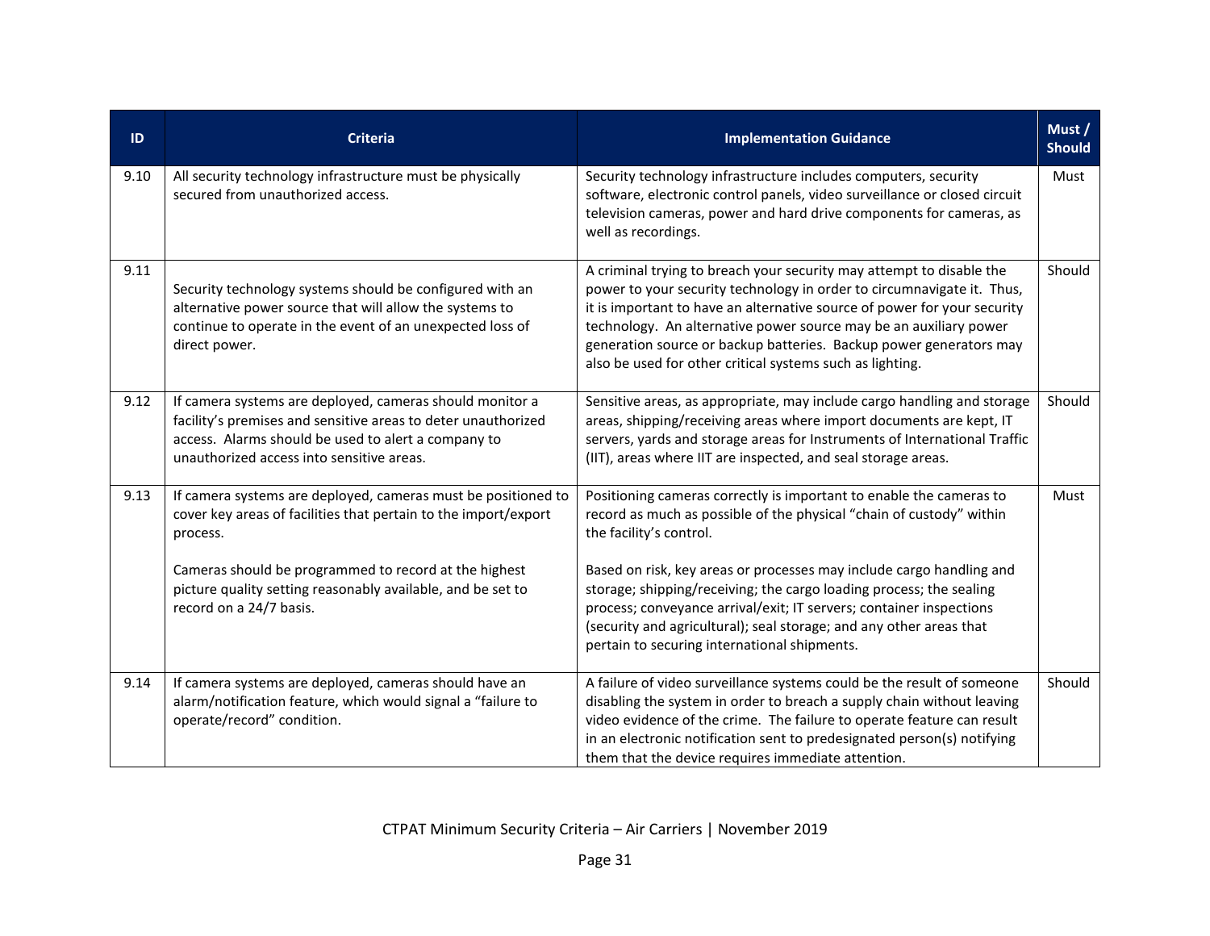| ID | Criteria | Implementation Guidance | Must / Should |
|---|---|---|---|
| 9.10 | All security technology infrastructure must be physically secured from unauthorized access. | Security technology infrastructure includes computers, security software, electronic control panels, video surveillance or closed circuit television cameras, power and hard drive components for cameras, as well as recordings. | Must |
| 9.11 | Security technology systems should be configured with an alternative power source that will allow the systems to continue to operate in the event of an unexpected loss of direct power. | A criminal trying to breach your security may attempt to disable the power to your security technology in order to circumnavigate it. Thus, it is important to have an alternative source of power for your security technology. An alternative power source may be an auxiliary power generation source or backup batteries. Backup power generators may also be used for other critical systems such as lighting. | Should |
| 9.12 | If camera systems are deployed, cameras should monitor a facility's premises and sensitive areas to deter unauthorized access. Alarms should be used to alert a company to unauthorized access into sensitive areas. | Sensitive areas, as appropriate, may include cargo handling and storage areas, shipping/receiving areas where import documents are kept, IT servers, yards and storage areas for Instruments of International Traffic (IIT), areas where IIT are inspected, and seal storage areas. | Should |
| 9.13 | If camera systems are deployed, cameras must be positioned to cover key areas of facilities that pertain to the import/export process.<br><br>Cameras should be programmed to record at the highest picture quality setting reasonably available, and be set to record on a 24/7 basis. | Positioning cameras correctly is important to enable the cameras to record as much as possible of the physical "chain of custody" within the facility's control.<br><br>Based on risk, key areas or processes may include cargo handling and storage; shipping/receiving; the cargo loading process; the sealing process; conveyance arrival/exit; IT servers; container inspections (security and agricultural); seal storage; and any other areas that pertain to securing international shipments. | Must |
| 9.14 | If camera systems are deployed, cameras should have an alarm/notification feature, which would signal a "failure to operate/record" condition. | A failure of video surveillance systems could be the result of someone disabling the system in order to breach a supply chain without leaving video evidence of the crime. The failure to operate feature can result in an electronic notification sent to predesignated person(s) notifying them that the device requires immediate attention. | Should |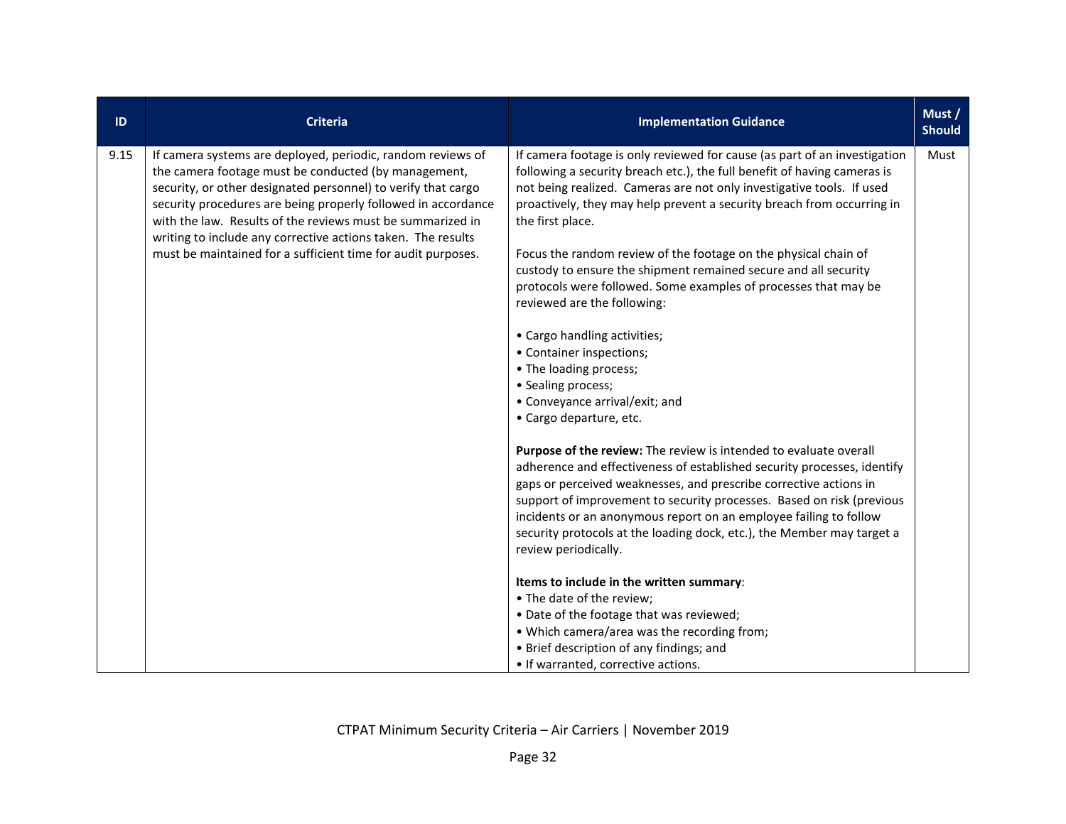| ID | Criteria | Implementation Guidance | Must / Should |
|---|---|---|---|
| 9.15 | If camera systems are deployed, periodic, random reviews of the camera footage must be conducted (by management, security, or other designated personnel) to verify that cargo security procedures are being properly followed in accordance with the law. Results of the reviews must be summarized in writing to include any corrective actions taken. The results must be maintained for a sufficient time for audit purposes. | If camera footage is only reviewed for cause (as part of an investigation following a security breach etc.), the full benefit of having cameras is not being realized. Cameras are not only investigative tools. If used proactively, they may help prevent a security breach from occurring in the first place.<br><br>Focus the random review of the footage on the physical chain of custody to ensure the shipment remained secure and all security protocols were followed. Some examples of processes that may be reviewed are the following:<br><br>• Cargo handling activities;<br>• Container inspections;<br>• The loading process;<br>• Sealing process;<br>• Conveyance arrival/exit; and<br>• Cargo departure, etc.<br><br>**Purpose of the review:** The review is intended to evaluate overall adherence and effectiveness of established security processes, identify gaps or perceived weaknesses, and prescribe corrective actions in support of improvement to security processes. Based on risk (previous incidents or an anonymous report on an employee failing to follow security protocols at the loading dock, etc.), the Member may target a review periodically.<br><br>**Items to include in the written summary**:<br>• The date of the review;<br>• Date of the footage that was reviewed;<br>• Which camera/area was the recording from;<br>• Brief description of any findings; and<br>• If warranted, corrective actions. | Must |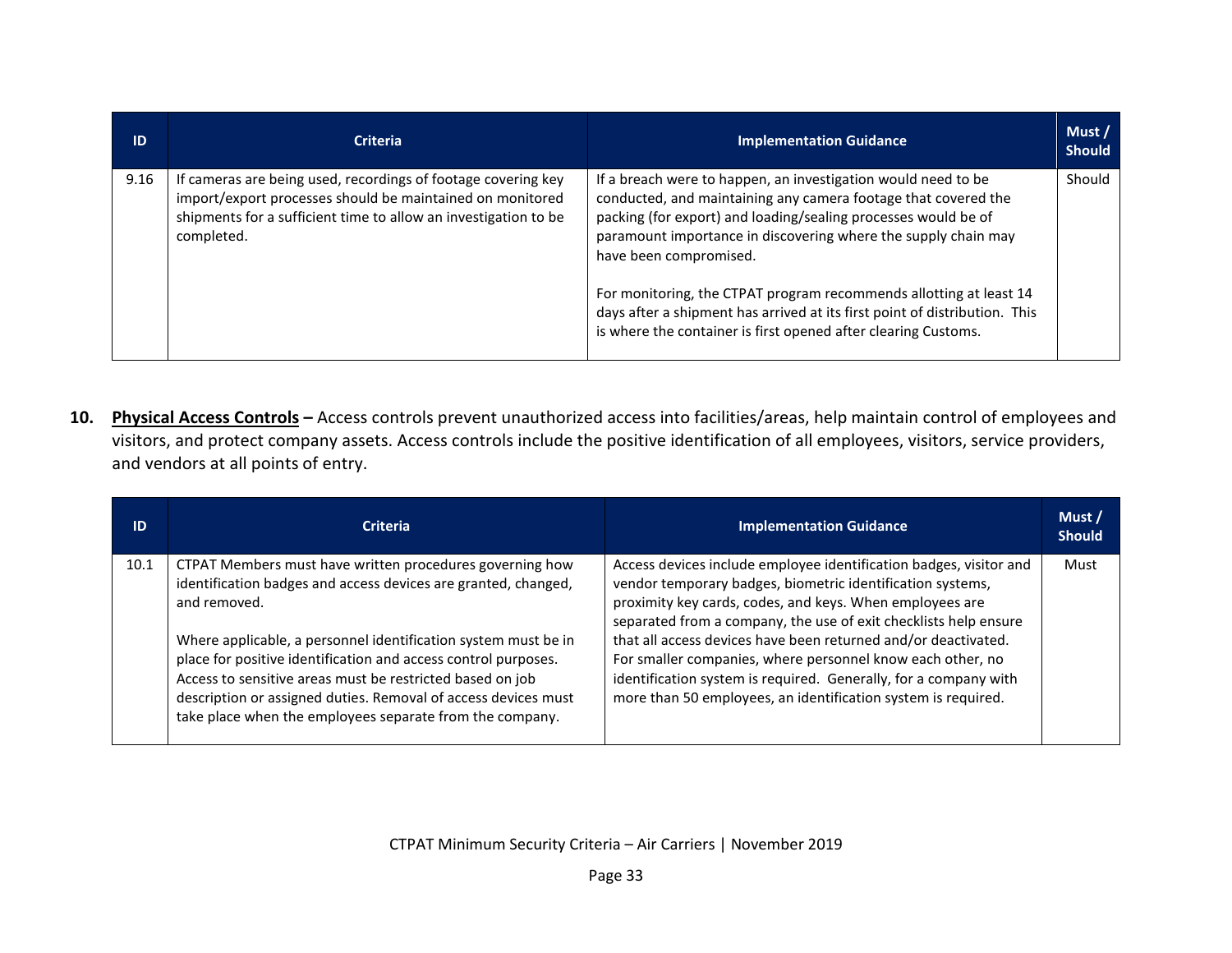| ID | Criteria | Implementation Guidance | Must / Should |
|---|---|---|---|
| 9.16 | If cameras are being used, recordings of footage covering key import/export processes should be maintained on monitored shipments for a sufficient time to allow an investigation to be completed. | If a breach were to happen, an investigation would need to be conducted, and maintaining any camera footage that covered the packing (for export) and loading/sealing processes would be of paramount importance in discovering where the supply chain may have been compromised.<br><br>For monitoring, the CTPAT program recommends allotting at least 14 days after a shipment has arrived at its first point of distribution. This is where the container is first opened after clearing Customs. | Should |

**10. Physical Access Controls –** Access controls prevent unauthorized access into facilities/areas, help maintain control of employees and visitors, and protect company assets. Access controls include the positive identification of all employees, visitors, service providers, and vendors at all points of entry.

| ID | Criteria | Implementation Guidance | Must / Should |
|---|---|---|---|
| 10.1 | CTPAT Members must have written procedures governing how identification badges and access devices are granted, changed, and removed.<br><br>Where applicable, a personnel identification system must be in place for positive identification and access control purposes. Access to sensitive areas must be restricted based on job description or assigned duties. Removal of access devices must take place when the employees separate from the company. | Access devices include employee identification badges, visitor and vendor temporary badges, biometric identification systems, proximity key cards, codes, and keys. When employees are separated from a company, the use of exit checklists help ensure that all access devices have been returned and/or deactivated. For smaller companies, where personnel know each other, no identification system is required. Generally, for a company with more than 50 employees, an identification system is required. | Must |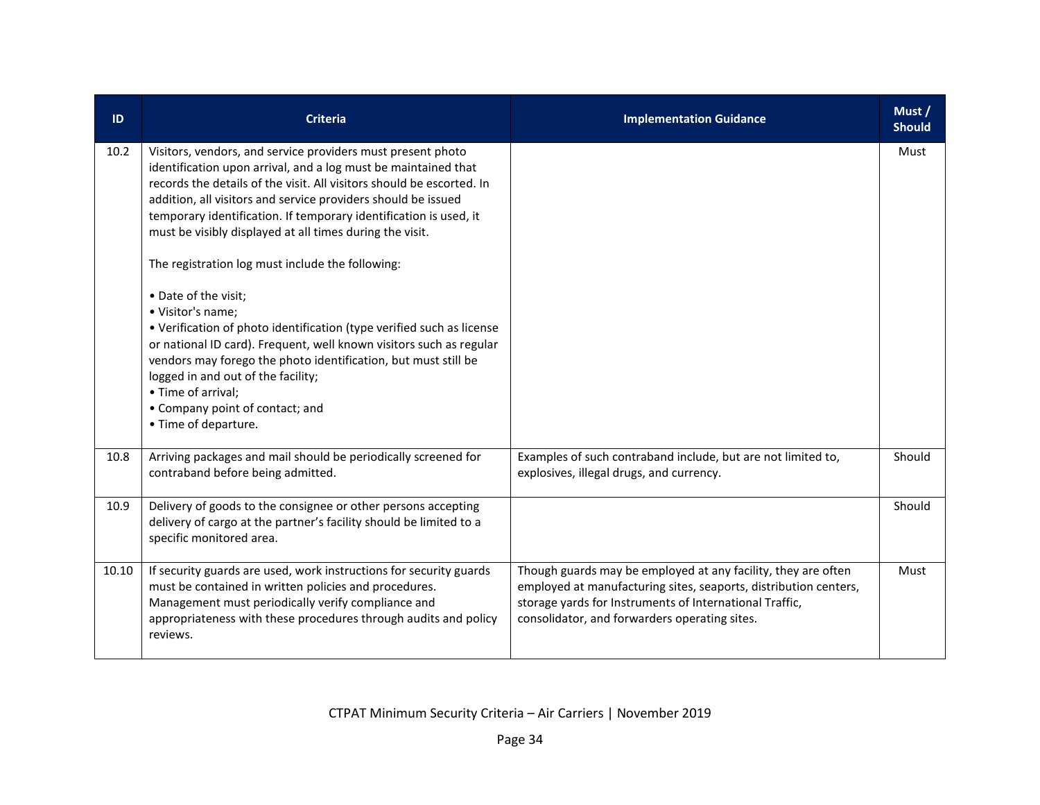| ID | Criteria | Implementation Guidance | Must / Should |
|---|---|---|---|
| 10.2 | Visitors, vendors, and service providers must present photo identification upon arrival, and a log must be maintained that records the details of the visit. All visitors should be escorted. In addition, all visitors and service providers should be issued temporary identification. If temporary identification is used, it must be visibly displayed at all times during the visit.<br><br>The registration log must include the following:<br><br>• Date of the visit;<br>• Visitor's name;<br>• Verification of photo identification (type verified such as license or national ID card). Frequent, well known visitors such as regular vendors may forego the photo identification, but must still be logged in and out of the facility;<br>• Time of arrival;<br>• Company point of contact; and<br>• Time of departure. | | Must |
| 10.8 | Arriving packages and mail should be periodically screened for contraband before being admitted. | Examples of such contraband include, but are not limited to, explosives, illegal drugs, and currency. | Should |
| 10.9 | Delivery of goods to the consignee or other persons accepting delivery of cargo at the partner's facility should be limited to a specific monitored area. | | Should |
| 10.10 | If security guards are used, work instructions for security guards must be contained in written policies and procedures. Management must periodically verify compliance and appropriateness with these procedures through audits and policy reviews. | Though guards may be employed at any facility, they are often employed at manufacturing sites, seaports, distribution centers, storage yards for Instruments of International Traffic, consolidator, and forwarders operating sites. | Must |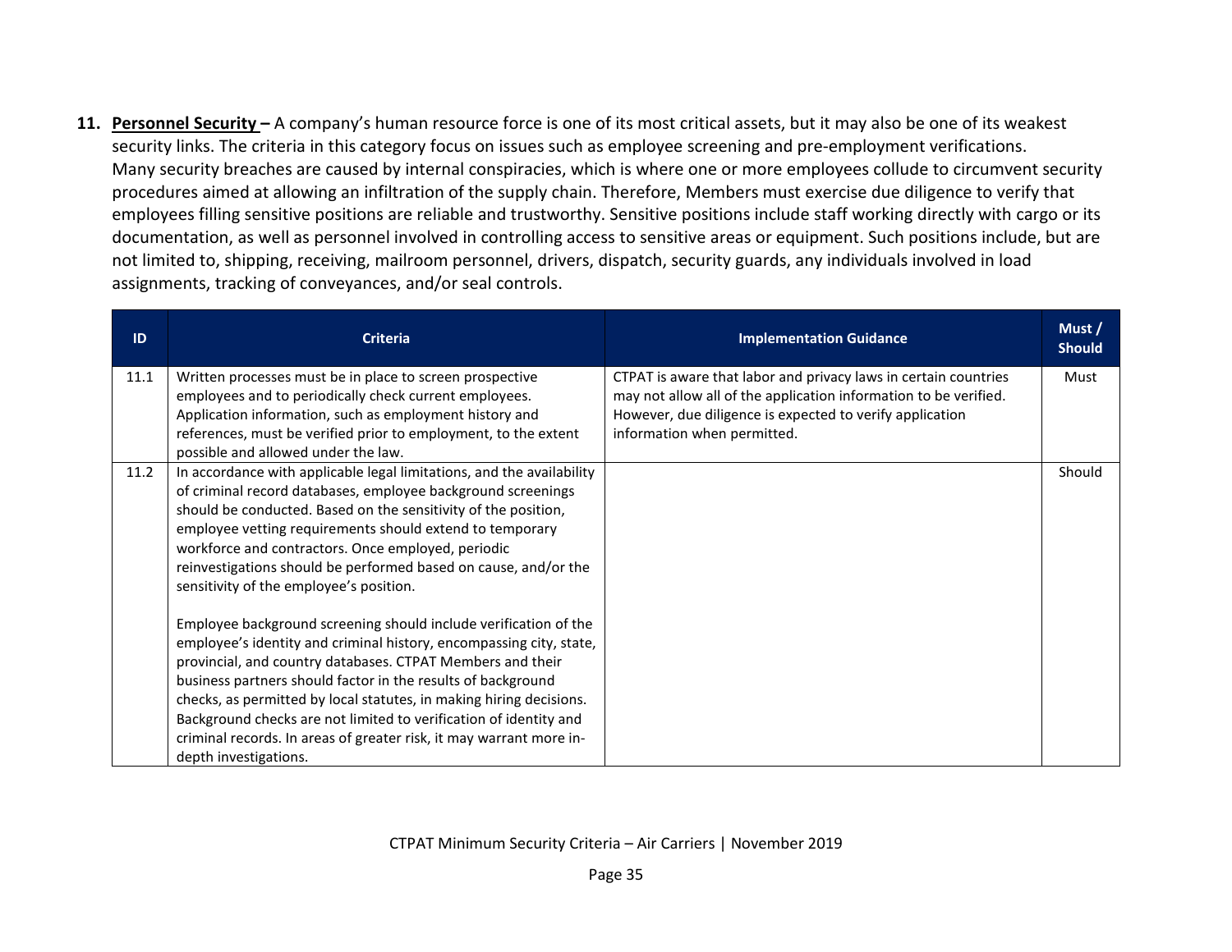**11. <u>Personnel Security</u> –** A company's human resource force is one of its most critical assets, but it may also be one of its weakest security links. The criteria in this category focus on issues such as employee screening and pre-employment verifications. Many security breaches are caused by internal conspiracies, which is where one or more employees collude to circumvent security procedures aimed at allowing an infiltration of the supply chain. Therefore, Members must exercise due diligence to verify that employees filling sensitive positions are reliable and trustworthy. Sensitive positions include staff working directly with cargo or its documentation, as well as personnel involved in controlling access to sensitive areas or equipment. Such positions include, but are not limited to, shipping, receiving, mailroom personnel, drivers, dispatch, security guards, any individuals involved in load assignments, tracking of conveyances, and/or seal controls.

| ID | Criteria | Implementation Guidance | Must / Should |
|---|---|---|---|
| 11.1 | Written processes must be in place to screen prospective employees and to periodically check current employees. Application information, such as employment history and references, must be verified prior to employment, to the extent possible and allowed under the law. | CTPAT is aware that labor and privacy laws in certain countries may not allow all of the application information to be verified. However, due diligence is expected to verify application information when permitted. | Must |
| 11.2 | In accordance with applicable legal limitations, and the availability of criminal record databases, employee background screenings should be conducted. Based on the sensitivity of the position, employee vetting requirements should extend to temporary workforce and contractors. Once employed, periodic reinvestigations should be performed based on cause, and/or the sensitivity of the employee's position.<br><br>Employee background screening should include verification of the employee's identity and criminal history, encompassing city, state, provincial, and country databases. CTPAT Members and their business partners should factor in the results of background checks, as permitted by local statutes, in making hiring decisions. Background checks are not limited to verification of identity and criminal records. In areas of greater risk, it may warrant more in-depth investigations. | | Should |

CTPAT Minimum Security Criteria – Air Carriers | November 2019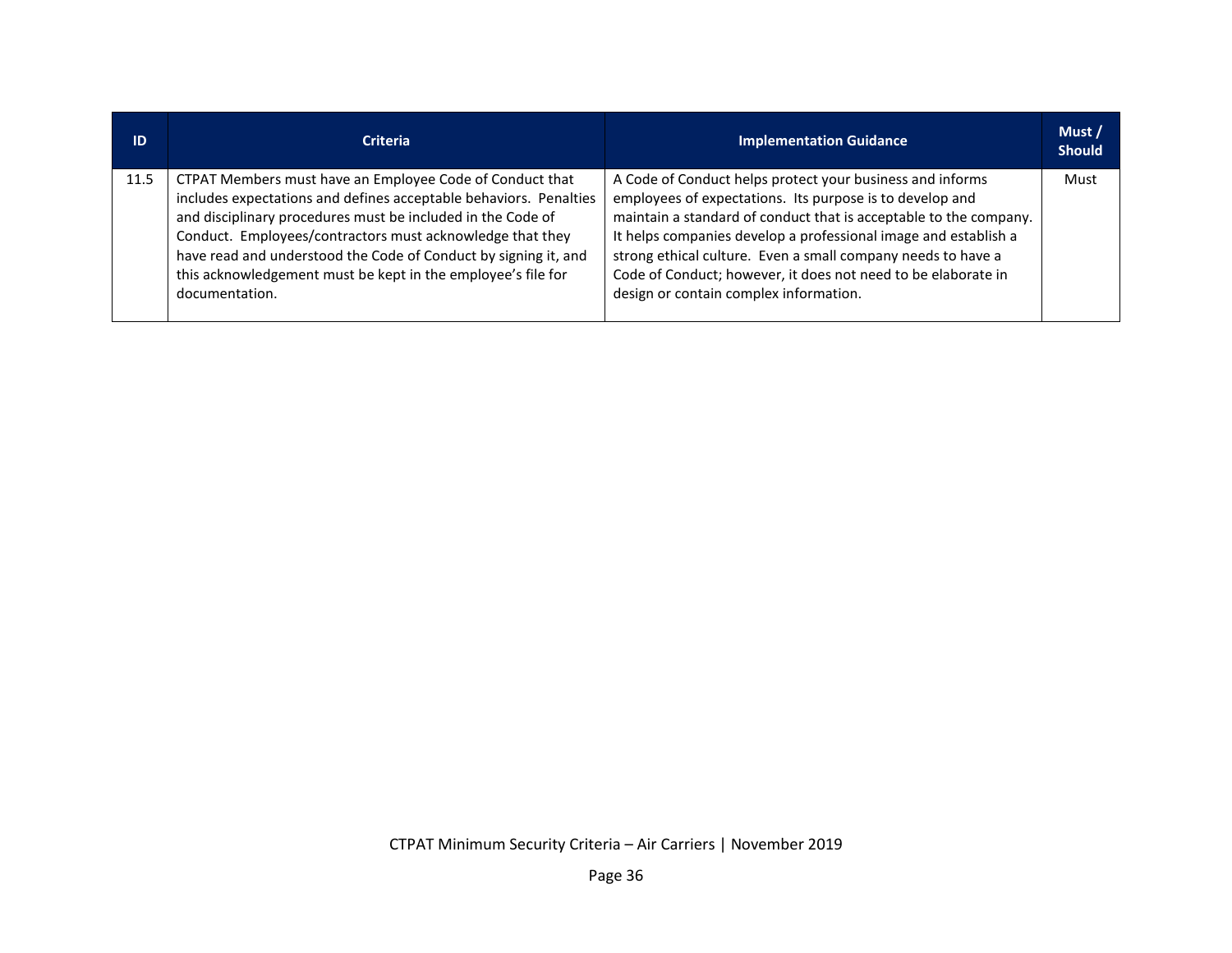| ID | Criteria | Implementation Guidance | Must / Should |
|---|---|---|---|
| 11.5 | CTPAT Members must have an Employee Code of Conduct that includes expectations and defines acceptable behaviors. Penalties and disciplinary procedures must be included in the Code of Conduct. Employees/contractors must acknowledge that they have read and understood the Code of Conduct by signing it, and this acknowledgement must be kept in the employee's file for documentation. | A Code of Conduct helps protect your business and informs employees of expectations. Its purpose is to develop and maintain a standard of conduct that is acceptable to the company. It helps companies develop a professional image and establish a strong ethical culture. Even a small company needs to have a Code of Conduct; however, it does not need to be elaborate in design or contain complex information. | Must |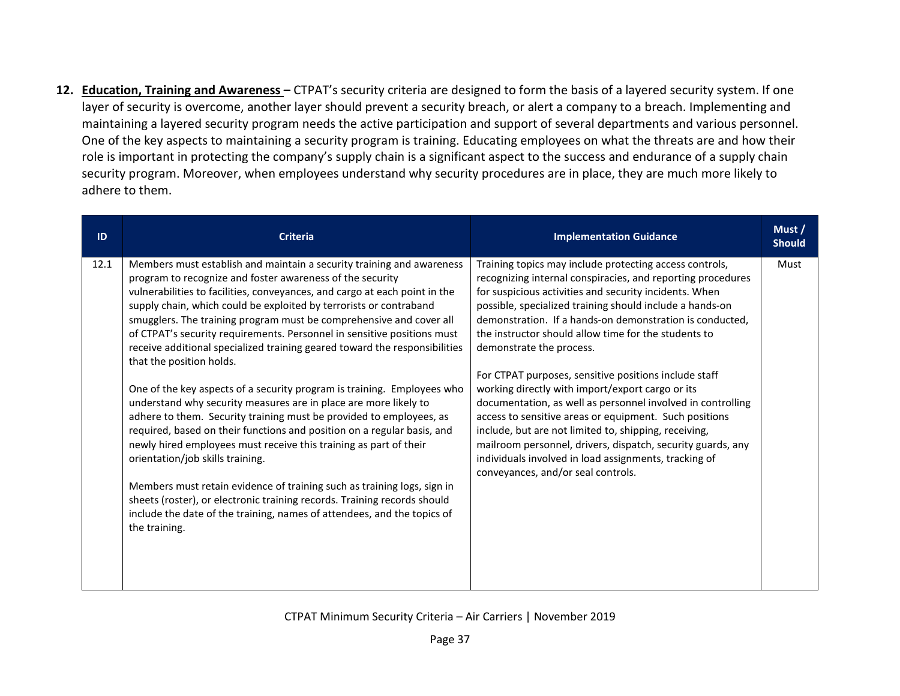**12. <u>Education, Training and Awareness</u> –** CTPAT's security criteria are designed to form the basis of a layered security system. If one layer of security is overcome, another layer should prevent a security breach, or alert a company to a breach. Implementing and maintaining a layered security program needs the active participation and support of several departments and various personnel. One of the key aspects to maintaining a security program is training. Educating employees on what the threats are and how their role is important in protecting the company's supply chain is a significant aspect to the success and endurance of a supply chain security program. Moreover, when employees understand why security procedures are in place, they are much more likely to adhere to them.

| ID | Criteria | Implementation Guidance | Must / Should |
|---|---|---|---|
| 12.1 | Members must establish and maintain a security training and awareness program to recognize and foster awareness of the security vulnerabilities to facilities, conveyances, and cargo at each point in the supply chain, which could be exploited by terrorists or contraband smugglers. The training program must be comprehensive and cover all of CTPAT's security requirements. Personnel in sensitive positions must receive additional specialized training geared toward the responsibilities that the position holds.<br><br>One of the key aspects of a security program is training. Employees who understand why security measures are in place are more likely to adhere to them. Security training must be provided to employees, as required, based on their functions and position on a regular basis, and newly hired employees must receive this training as part of their orientation/job skills training.<br><br>Members must retain evidence of training such as training logs, sign in sheets (roster), or electronic training records. Training records should include the date of the training, names of attendees, and the topics of the training. | Training topics may include protecting access controls, recognizing internal conspiracies, and reporting procedures for suspicious activities and security incidents. When possible, specialized training should include a hands-on demonstration. If a hands-on demonstration is conducted, the instructor should allow time for the students to demonstrate the process.<br><br>For CTPAT purposes, sensitive positions include staff working directly with import/export cargo or its documentation, as well as personnel involved in controlling access to sensitive areas or equipment. Such positions include, but are not limited to, shipping, receiving, mailroom personnel, drivers, dispatch, security guards, any individuals involved in load assignments, tracking of conveyances, and/or seal controls. | Must |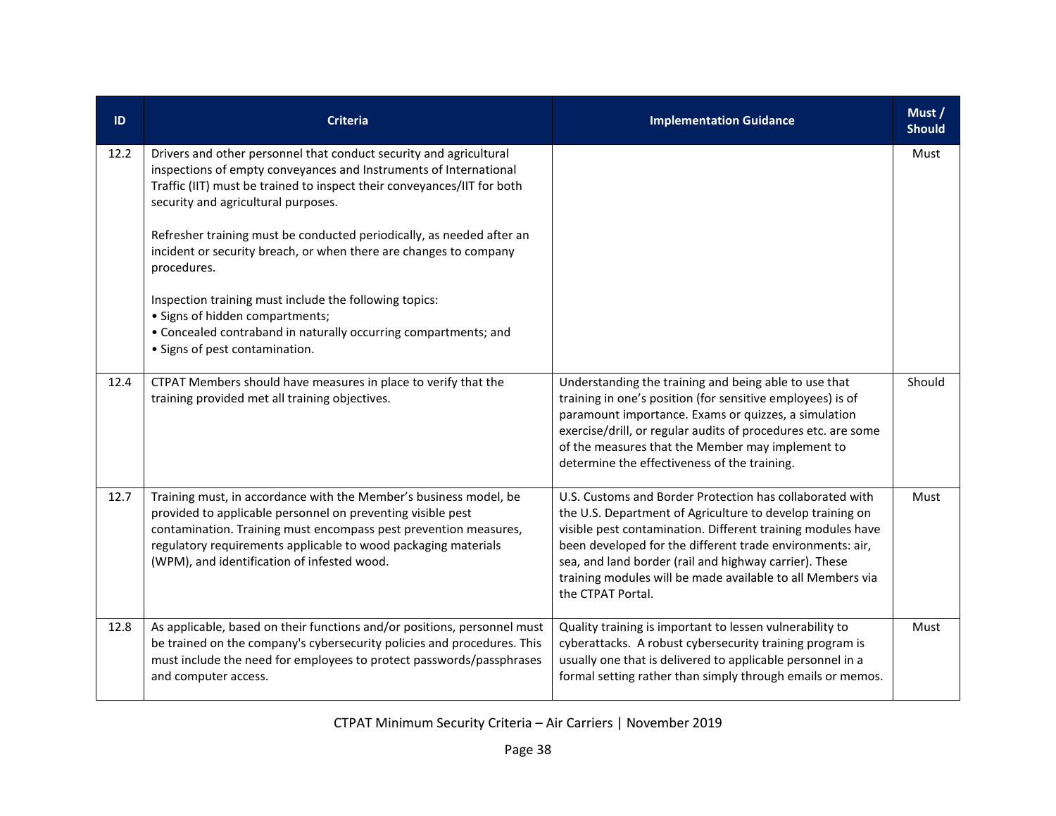| ID | Criteria | Implementation Guidance | Must / Should |
|---|---|---|---|
| 12.2 | Drivers and other personnel that conduct security and agricultural inspections of empty conveyances and Instruments of International Traffic (IIT) must be trained to inspect their conveyances/IIT for both security and agricultural purposes.<br><br>Refresher training must be conducted periodically, as needed after an incident or security breach, or when there are changes to company procedures.<br><br>Inspection training must include the following topics:<br>• Signs of hidden compartments;<br>• Concealed contraband in naturally occurring compartments; and<br>• Signs of pest contamination. | | Must |
| 12.4 | CTPAT Members should have measures in place to verify that the training provided met all training objectives. | Understanding the training and being able to use that training in one's position (for sensitive employees) is of paramount importance. Exams or quizzes, a simulation exercise/drill, or regular audits of procedures etc. are some of the measures that the Member may implement to determine the effectiveness of the training. | Should |
| 12.7 | Training must, in accordance with the Member's business model, be provided to applicable personnel on preventing visible pest contamination. Training must encompass pest prevention measures, regulatory requirements applicable to wood packaging materials (WPM), and identification of infested wood. | U.S. Customs and Border Protection has collaborated with the U.S. Department of Agriculture to develop training on visible pest contamination. Different training modules have been developed for the different trade environments: air, sea, and land border (rail and highway carrier). These training modules will be made available to all Members via the CTPAT Portal. | Must |
| 12.8 | As applicable, based on their functions and/or positions, personnel must be trained on the company's cybersecurity policies and procedures. This must include the need for employees to protect passwords/passphrases and computer access. | Quality training is important to lessen vulnerability to cyberattacks. A robust cybersecurity training program is usually one that is delivered to applicable personnel in a formal setting rather than simply through emails or memos. | Must |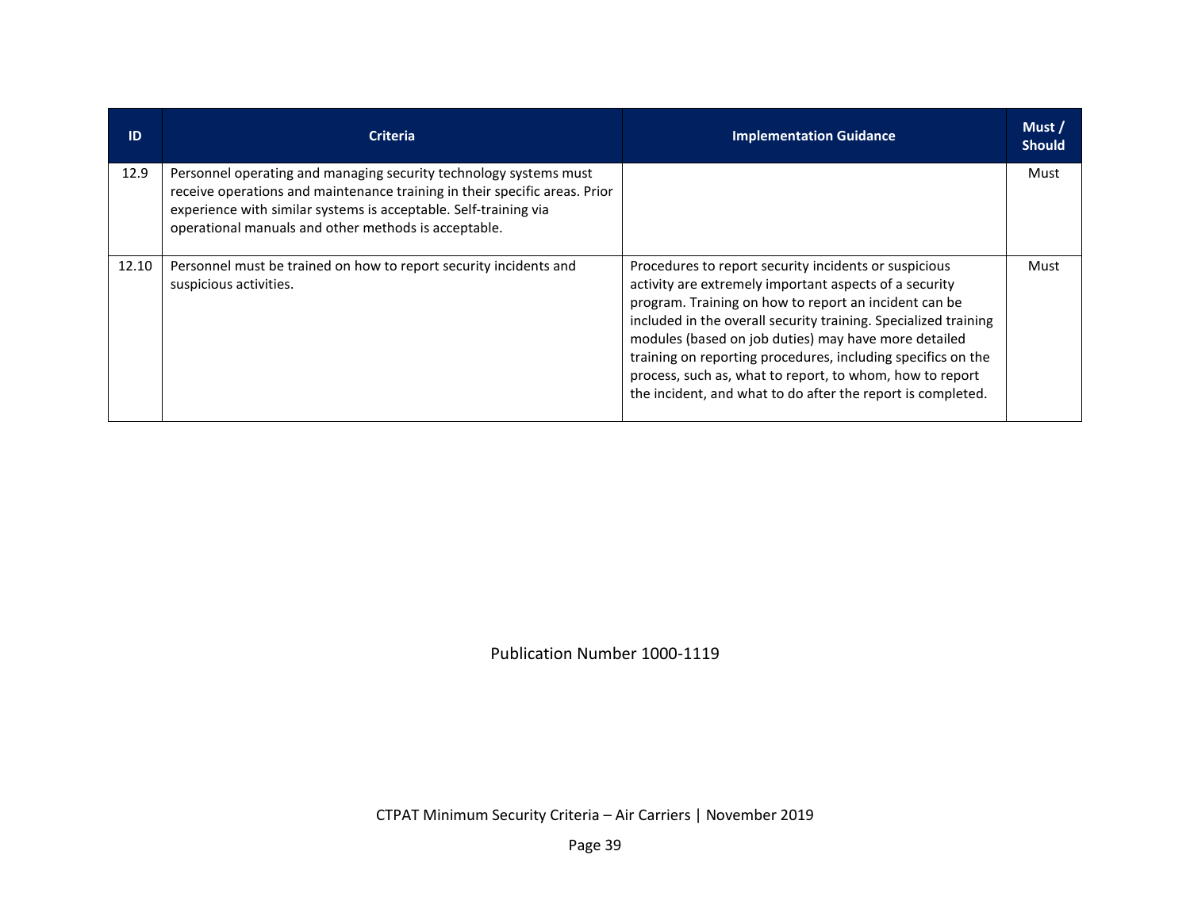| ID | Criteria | Implementation Guidance | Must / Should |
| --- | --- | --- | --- |
| 12.9 | Personnel operating and managing security technology systems must receive operations and maintenance training in their specific areas. Prior experience with similar systems is acceptable. Self-training via operational manuals and other methods is acceptable. | | Must |
| 12.10 | Personnel must be trained on how to report security incidents and suspicious activities. | Procedures to report security incidents or suspicious activity are extremely important aspects of a security program. Training on how to report an incident can be included in the overall security training. Specialized training modules (based on job duties) may have more detailed training on reporting procedures, including specifics on the process, such as, what to report, to whom, how to report the incident, and what to do after the report is completed. | Must |

Publication Number 1000-1119